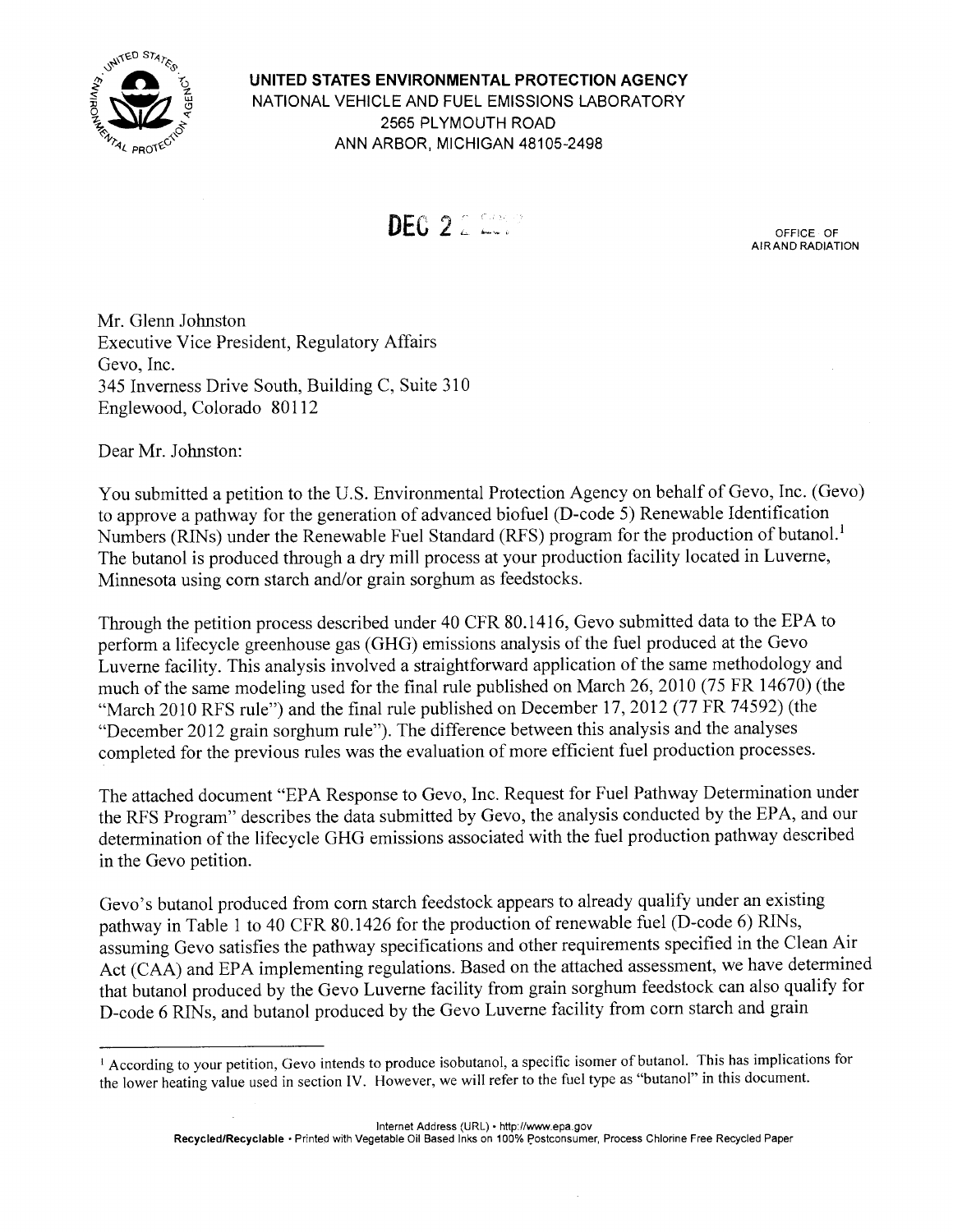**UNITED STATES ENVIRONMENTAL PROTECTION AGENCY**
NATIONAL VEHICLE AND FUEL EMISSIONS LABORATORY
2565 PLYMOUTH ROAD
ANN ARBOR, MICHIGAN 48105-2498

DEC 2

OFFICE OF
AIR AND RADIATION

Mr. Glenn Johnston
Executive Vice President, Regulatory Affairs
Gevo, Inc.
345 Inverness Drive South, Building C, Suite 310
Englewood, Colorado 80112

Dear Mr. Johnston:

You submitted a petition to the U.S. Environmental Protection Agency on behalf of Gevo, Inc. (Gevo) to approve a pathway for the generation of advanced biofuel (D-code 5) Renewable Identification Numbers (RINs) under the Renewable Fuel Standard (RFS) program for the production of butanol.[1] The butanol is produced through a dry mill process at your production facility located in Luverne, Minnesota using corn starch and/or grain sorghum as feedstocks.

Through the petition process described under 40 CFR 80.1416, Gevo submitted data to the EPA to perform a lifecycle greenhouse gas (GHG) emissions analysis of the fuel produced at the Gevo Luverne facility. This analysis involved a straightforward application of the same methodology and much of the same modeling used for the final rule published on March 26, 2010 (75 FR 14670) (the "March 2010 RFS rule") and the final rule published on December 17, 2012 (77 FR 74592) (the "December 2012 grain sorghum rule"). The difference between this analysis and the analyses completed for the previous rules was the evaluation of more efficient fuel production processes.

The attached document "EPA Response to Gevo, Inc. Request for Fuel Pathway Determination under the RFS Program" describes the data submitted by Gevo, the analysis conducted by the EPA, and our determination of the lifecycle GHG emissions associated with the fuel production pathway described in the Gevo petition.

Gevo's butanol produced from corn starch feedstock appears to already qualify under an existing pathway in Table 1 to 40 CFR 80.1426 for the production of renewable fuel (D-code 6) RINs, assuming Gevo satisfies the pathway specifications and other requirements specified in the Clean Air Act (CAA) and EPA implementing regulations. Based on the attached assessment, we have determined that butanol produced by the Gevo Luverne facility from grain sorghum feedstock can also qualify for D-code 6 RINs, and butanol produced by the Gevo Luverne facility from corn starch and grain

---

[1] According to your petition, Gevo intends to produce isobutanol, a specific isomer of butanol. This has implications for the lower heating value used in section IV. However, we will refer to the fuel type as "butanol" in this document.

Internet Address (URL) • http://www.epa.gov
Recycled/Recyclable • Printed with Vegetable Oil Based Inks on 100% Postconsumer, Process Chlorine Free Recycled Paper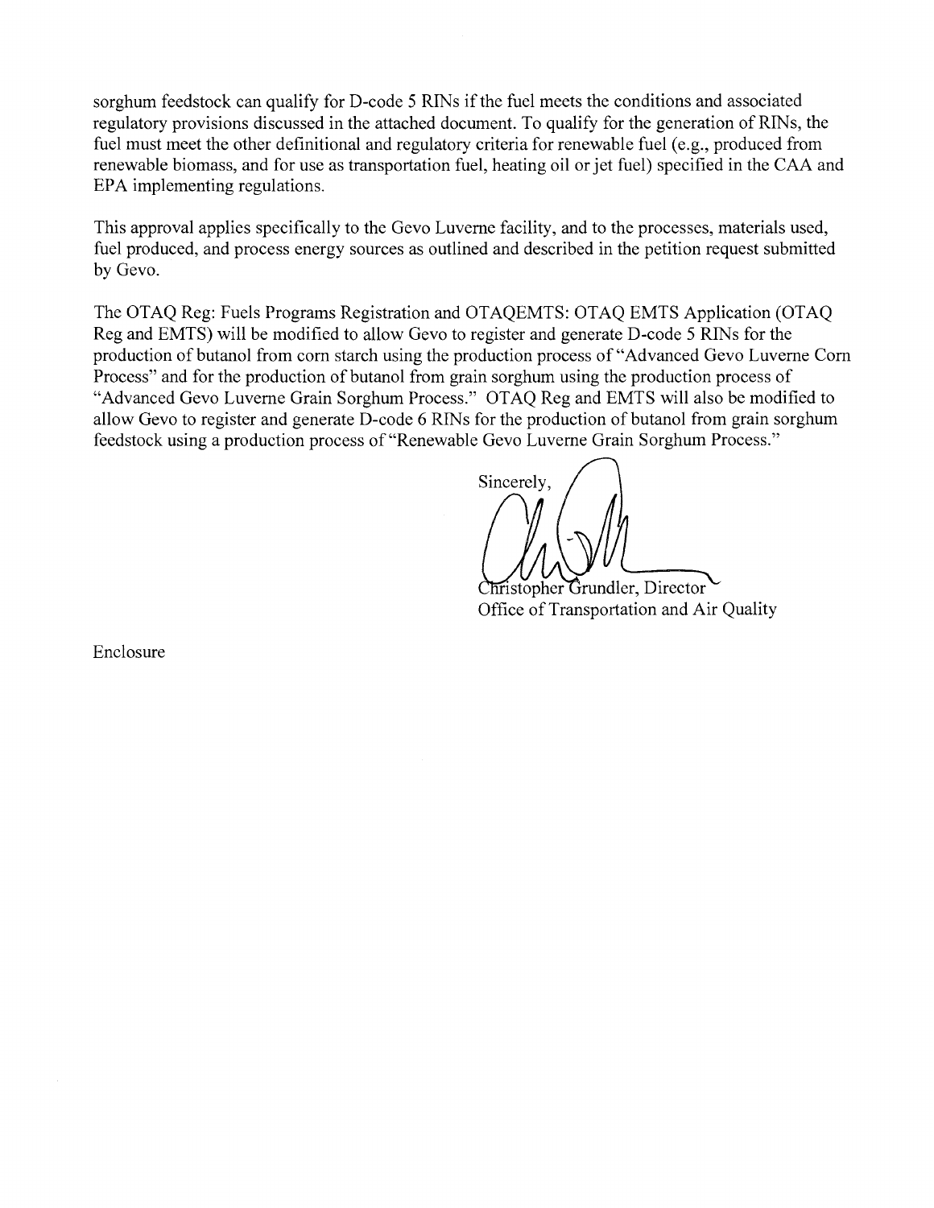sorghum feedstock can qualify for D-code 5 RINs if the fuel meets the conditions and associated regulatory provisions discussed in the attached document. To qualify for the generation of RINs, the fuel must meet the other definitional and regulatory criteria for renewable fuel (e.g., produced from renewable biomass, and for use as transportation fuel, heating oil or jet fuel) specified in the CAA and EPA implementing regulations.

This approval applies specifically to the Gevo Luverne facility, and to the processes, materials used, fuel produced, and process energy sources as outlined and described in the petition request submitted by Gevo.

The OTAQ Reg: Fuels Programs Registration and OTAQEMTS: OTAQ EMTS Application (OTAQ Reg and EMTS) will be modified to allow Gevo to register and generate D-code 5 RINs for the production of butanol from corn starch using the production process of "Advanced Gevo Luverne Corn Process" and for the production of butanol from grain sorghum using the production process of "Advanced Gevo Luverne Grain Sorghum Process." OTAQ Reg and EMTS will also be modified to allow Gevo to register and generate D-code 6 RINs for the production of butanol from grain sorghum feedstock using a production process of "Renewable Gevo Luverne Grain Sorghum Process."

Sincerely,

Christopher Grundler, Director
Office of Transportation and Air Quality

Enclosure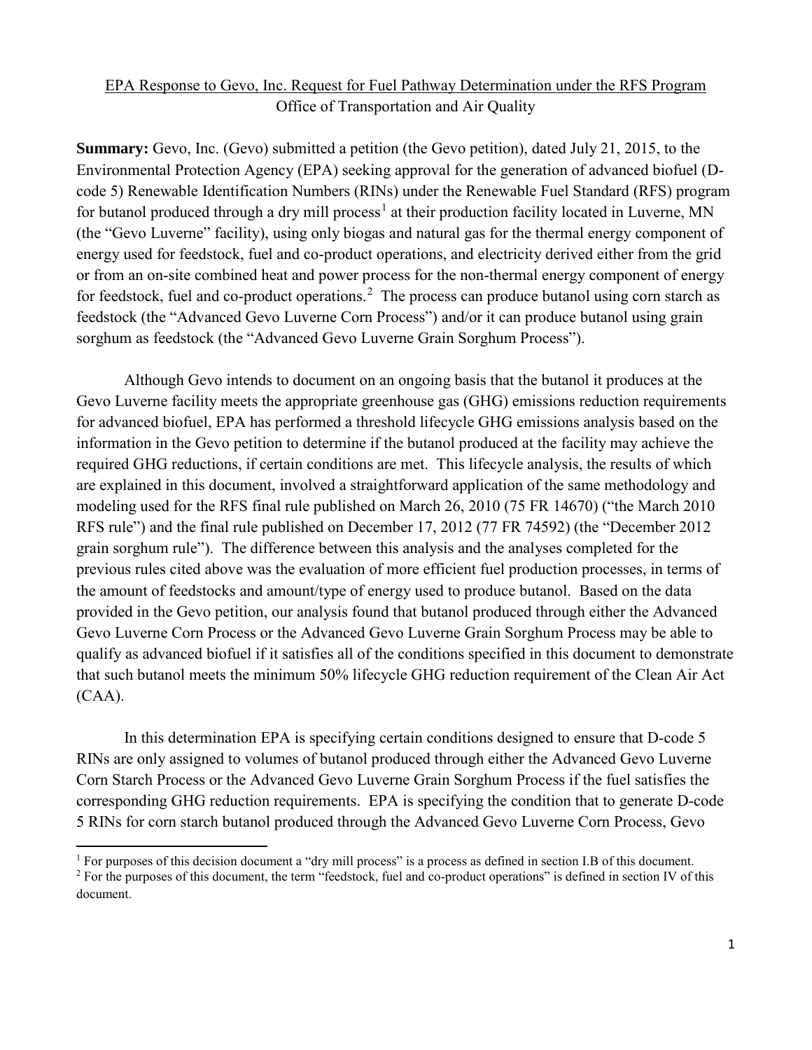EPA Response to Gevo, Inc. Request for Fuel Pathway Determination under the RFS Program
Office of Transportation and Air Quality

**Summary:** Gevo, Inc. (Gevo) submitted a petition (the Gevo petition), dated July 21, 2015, to the Environmental Protection Agency (EPA) seeking approval for the generation of advanced biofuel (D-code 5) Renewable Identification Numbers (RINs) under the Renewable Fuel Standard (RFS) program for butanol produced through a dry mill process[1] at their production facility located in Luverne, MN (the "Gevo Luverne" facility), using only biogas and natural gas for the thermal energy component of energy used for feedstock, fuel and co-product operations, and electricity derived either from the grid or from an on-site combined heat and power process for the non-thermal energy component of energy for feedstock, fuel and co-product operations.[2] The process can produce butanol using corn starch as feedstock (the "Advanced Gevo Luverne Corn Process") and/or it can produce butanol using grain sorghum as feedstock (the "Advanced Gevo Luverne Grain Sorghum Process").

Although Gevo intends to document on an ongoing basis that the butanol it produces at the Gevo Luverne facility meets the appropriate greenhouse gas (GHG) emissions reduction requirements for advanced biofuel, EPA has performed a threshold lifecycle GHG emissions analysis based on the information in the Gevo petition to determine if the butanol produced at the facility may achieve the required GHG reductions, if certain conditions are met. This lifecycle analysis, the results of which are explained in this document, involved a straightforward application of the same methodology and modeling used for the RFS final rule published on March 26, 2010 (75 FR 14670) ("the March 2010 RFS rule") and the final rule published on December 17, 2012 (77 FR 74592) (the "December 2012 grain sorghum rule"). The difference between this analysis and the analyses completed for the previous rules cited above was the evaluation of more efficient fuel production processes, in terms of the amount of feedstocks and amount/type of energy used to produce butanol. Based on the data provided in the Gevo petition, our analysis found that butanol produced through either the Advanced Gevo Luverne Corn Process or the Advanced Gevo Luverne Grain Sorghum Process may be able to qualify as advanced biofuel if it satisfies all of the conditions specified in this document to demonstrate that such butanol meets the minimum 50% lifecycle GHG reduction requirement of the Clean Air Act (CAA).

In this determination EPA is specifying certain conditions designed to ensure that D-code 5 RINs are only assigned to volumes of butanol produced through either the Advanced Gevo Luverne Corn Starch Process or the Advanced Gevo Luverne Grain Sorghum Process if the fuel satisfies the corresponding GHG reduction requirements. EPA is specifying the condition that to generate D-code 5 RINs for corn starch butanol produced through the Advanced Gevo Luverne Corn Process, Gevo

[1] For purposes of this decision document a "dry mill process" is a process as defined in section I.B of this document.

[2] For the purposes of this document, the term "feedstock, fuel and co-product operations" is defined in section IV of this document.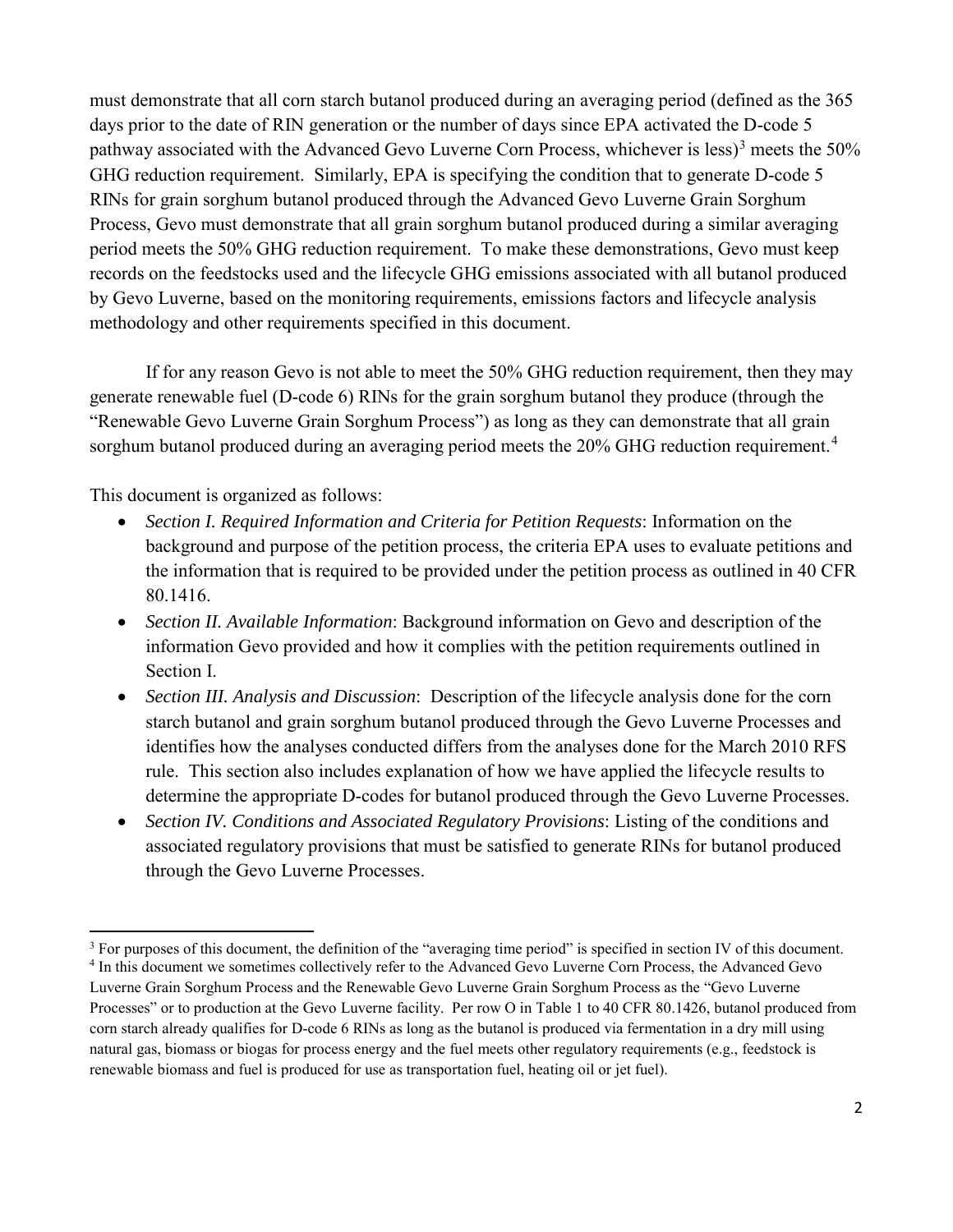must demonstrate that all corn starch butanol produced during an averaging period (defined as the 365 days prior to the date of RIN generation or the number of days since EPA activated the D-code 5 pathway associated with the Advanced Gevo Luverne Corn Process, whichever is less)[3] meets the 50% GHG reduction requirement. Similarly, EPA is specifying the condition that to generate D-code 5 RINs for grain sorghum butanol produced through the Advanced Gevo Luverne Grain Sorghum Process, Gevo must demonstrate that all grain sorghum butanol produced during a similar averaging period meets the 50% GHG reduction requirement. To make these demonstrations, Gevo must keep records on the feedstocks used and the lifecycle GHG emissions associated with all butanol produced by Gevo Luverne, based on the monitoring requirements, emissions factors and lifecycle analysis methodology and other requirements specified in this document.

If for any reason Gevo is not able to meet the 50% GHG reduction requirement, then they may generate renewable fuel (D-code 6) RINs for the grain sorghum butanol they produce (through the "Renewable Gevo Luverne Grain Sorghum Process") as long as they can demonstrate that all grain sorghum butanol produced during an averaging period meets the 20% GHG reduction requirement.[4]

This document is organized as follows:

- *Section I. Required Information and Criteria for Petition Requests*: Information on the background and purpose of the petition process, the criteria EPA uses to evaluate petitions and the information that is required to be provided under the petition process as outlined in 40 CFR 80.1416.
- *Section II. Available Information*: Background information on Gevo and description of the information Gevo provided and how it complies with the petition requirements outlined in Section I.
- *Section III. Analysis and Discussion*: Description of the lifecycle analysis done for the corn starch butanol and grain sorghum butanol produced through the Gevo Luverne Processes and identifies how the analyses conducted differs from the analyses done for the March 2010 RFS rule. This section also includes explanation of how we have applied the lifecycle results to determine the appropriate D-codes for butanol produced through the Gevo Luverne Processes.
- *Section IV. Conditions and Associated Regulatory Provisions*: Listing of the conditions and associated regulatory provisions that must be satisfied to generate RINs for butanol produced through the Gevo Luverne Processes.

---

[3] For purposes of this document, the definition of the "averaging time period" is specified in section IV of this document.

[4] In this document we sometimes collectively refer to the Advanced Gevo Luverne Corn Process, the Advanced Gevo Luverne Grain Sorghum Process and the Renewable Gevo Luverne Grain Sorghum Process as the "Gevo Luverne Processes" or to production at the Gevo Luverne facility. Per row O in Table 1 to 40 CFR 80.1426, butanol produced from corn starch already qualifies for D-code 6 RINs as long as the butanol is produced via fermentation in a dry mill using natural gas, biomass or biogas for process energy and the fuel meets other regulatory requirements (e.g., feedstock is renewable biomass and fuel is produced for use as transportation fuel, heating oil or jet fuel).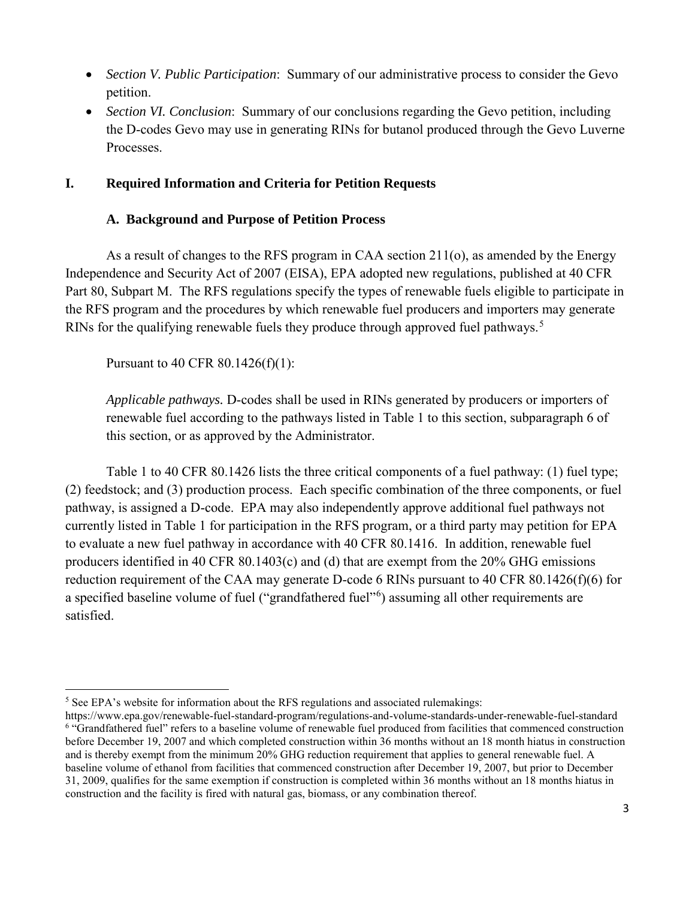- *Section V. Public Participation*: Summary of our administrative process to consider the Gevo petition.
- *Section VI. Conclusion*: Summary of our conclusions regarding the Gevo petition, including the D-codes Gevo may use in generating RINs for butanol produced through the Gevo Luverne Processes.

## I. Required Information and Criteria for Petition Requests

### A. Background and Purpose of Petition Process

As a result of changes to the RFS program in CAA section 211(o), as amended by the Energy Independence and Security Act of 2007 (EISA), EPA adopted new regulations, published at 40 CFR Part 80, Subpart M. The RFS regulations specify the types of renewable fuels eligible to participate in the RFS program and the procedures by which renewable fuel producers and importers may generate RINs for the qualifying renewable fuels they produce through approved fuel pathways.[5]

Pursuant to 40 CFR 80.1426(f)(1):

> *Applicable pathways.* D-codes shall be used in RINs generated by producers or importers of renewable fuel according to the pathways listed in Table 1 to this section, subparagraph 6 of this section, or as approved by the Administrator.

Table 1 to 40 CFR 80.1426 lists the three critical components of a fuel pathway: (1) fuel type; (2) feedstock; and (3) production process. Each specific combination of the three components, or fuel pathway, is assigned a D-code. EPA may also independently approve additional fuel pathways not currently listed in Table 1 for participation in the RFS program, or a third party may petition for EPA to evaluate a new fuel pathway in accordance with 40 CFR 80.1416. In addition, renewable fuel producers identified in 40 CFR 80.1403(c) and (d) that are exempt from the 20% GHG emissions reduction requirement of the CAA may generate D-code 6 RINs pursuant to 40 CFR 80.1426(f)(6) for a specified baseline volume of fuel ("grandfathered fuel"[6]) assuming all other requirements are satisfied.

---

[5] See EPA's website for information about the RFS regulations and associated rulemakings: https://www.epa.gov/renewable-fuel-standard-program/regulations-and-volume-standards-under-renewable-fuel-standard

[6] "Grandfathered fuel" refers to a baseline volume of renewable fuel produced from facilities that commenced construction before December 19, 2007 and which completed construction within 36 months without an 18 month hiatus in construction and is thereby exempt from the minimum 20% GHG reduction requirement that applies to general renewable fuel. A baseline volume of ethanol from facilities that commenced construction after December 19, 2007, but prior to December 31, 2009, qualifies for the same exemption if construction is completed within 36 months without an 18 months hiatus in construction and the facility is fired with natural gas, biomass, or any combination thereof.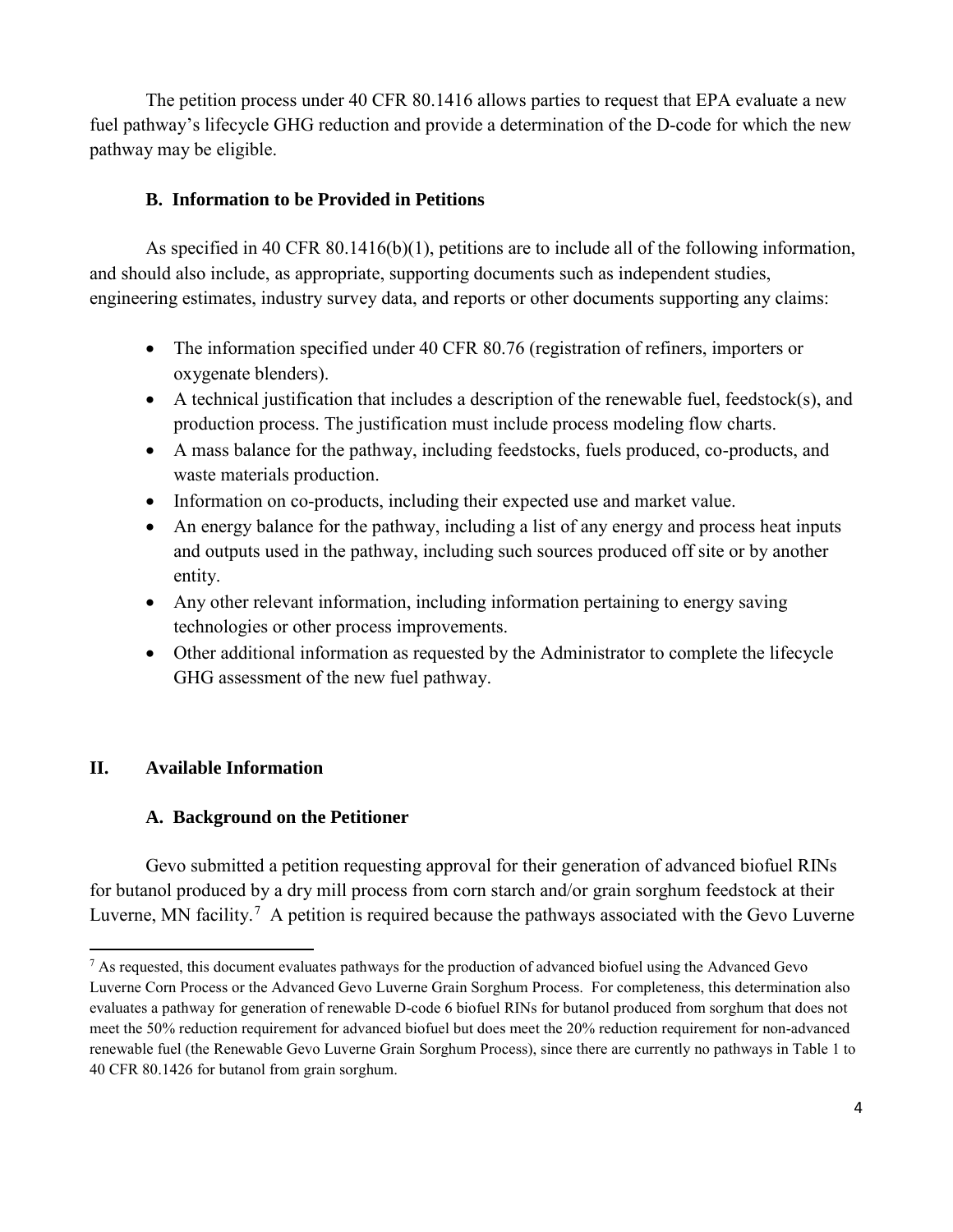The petition process under 40 CFR 80.1416 allows parties to request that EPA evaluate a new fuel pathway's lifecycle GHG reduction and provide a determination of the D-code for which the new pathway may be eligible.

### B. Information to be Provided in Petitions

As specified in 40 CFR 80.1416(b)(1), petitions are to include all of the following information, and should also include, as appropriate, supporting documents such as independent studies, engineering estimates, industry survey data, and reports or other documents supporting any claims:

- The information specified under 40 CFR 80.76 (registration of refiners, importers or oxygenate blenders).
- A technical justification that includes a description of the renewable fuel, feedstock(s), and production process. The justification must include process modeling flow charts.
- A mass balance for the pathway, including feedstocks, fuels produced, co-products, and waste materials production.
- Information on co-products, including their expected use and market value.
- An energy balance for the pathway, including a list of any energy and process heat inputs and outputs used in the pathway, including such sources produced off site or by another entity.
- Any other relevant information, including information pertaining to energy saving technologies or other process improvements.
- Other additional information as requested by the Administrator to complete the lifecycle GHG assessment of the new fuel pathway.

## II. Available Information

### A. Background on the Petitioner

Gevo submitted a petition requesting approval for their generation of advanced biofuel RINs for butanol produced by a dry mill process from corn starch and/or grain sorghum feedstock at their Luverne, MN facility.[7] A petition is required because the pathways associated with the Gevo Luverne

[7] As requested, this document evaluates pathways for the production of advanced biofuel using the Advanced Gevo Luverne Corn Process or the Advanced Gevo Luverne Grain Sorghum Process. For completeness, this determination also evaluates a pathway for generation of renewable D-code 6 biofuel RINs for butanol produced from sorghum that does not meet the 50% reduction requirement for advanced biofuel but does meet the 20% reduction requirement for non-advanced renewable fuel (the Renewable Gevo Luverne Grain Sorghum Process), since there are currently no pathways in Table 1 to 40 CFR 80.1426 for butanol from grain sorghum.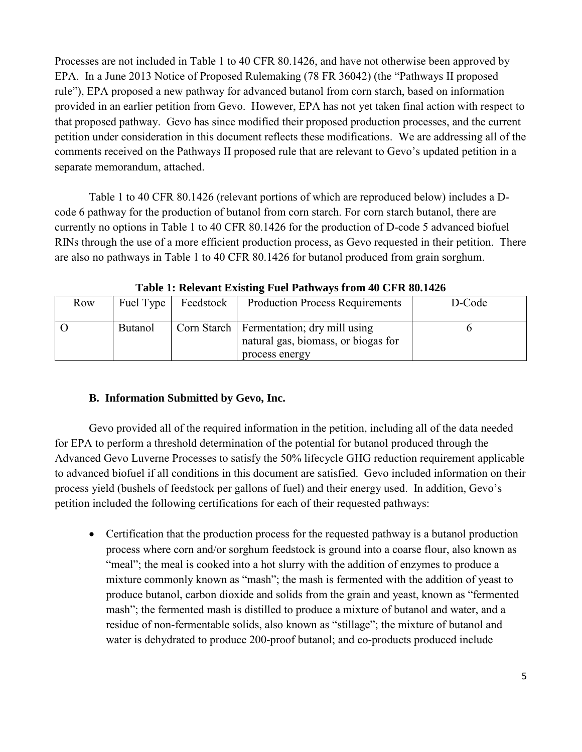Processes are not included in Table 1 to 40 CFR 80.1426, and have not otherwise been approved by EPA. In a June 2013 Notice of Proposed Rulemaking (78 FR 36042) (the "Pathways II proposed rule"), EPA proposed a new pathway for advanced butanol from corn starch, based on information provided in an earlier petition from Gevo. However, EPA has not yet taken final action with respect to that proposed pathway. Gevo has since modified their proposed production processes, and the current petition under consideration in this document reflects these modifications. We are addressing all of the comments received on the Pathways II proposed rule that are relevant to Gevo's updated petition in a separate memorandum, attached.

Table 1 to 40 CFR 80.1426 (relevant portions of which are reproduced below) includes a D-code 6 pathway for the production of butanol from corn starch. For corn starch butanol, there are currently no options in Table 1 to 40 CFR 80.1426 for the production of D-code 5 advanced biofuel RINs through the use of a more efficient production process, as Gevo requested in their petition. There are also no pathways in Table 1 to 40 CFR 80.1426 for butanol produced from grain sorghum.

**Table 1: Relevant Existing Fuel Pathways from 40 CFR 80.1426**

| Row | Fuel Type | Feedstock | Production Process Requirements | D-Code |
|---|---|---|---|---|
| O | Butanol | Corn Starch | Fermentation; dry mill using natural gas, biomass, or biogas for process energy | 6 |

### B. Information Submitted by Gevo, Inc.

Gevo provided all of the required information in the petition, including all of the data needed for EPA to perform a threshold determination of the potential for butanol produced through the Advanced Gevo Luverne Processes to satisfy the 50% lifecycle GHG reduction requirement applicable to advanced biofuel if all conditions in this document are satisfied. Gevo included information on their process yield (bushels of feedstock per gallons of fuel) and their energy used. In addition, Gevo's petition included the following certifications for each of their requested pathways:

- Certification that the production process for the requested pathway is a butanol production process where corn and/or sorghum feedstock is ground into a coarse flour, also known as "meal"; the meal is cooked into a hot slurry with the addition of enzymes to produce a mixture commonly known as "mash"; the mash is fermented with the addition of yeast to produce butanol, carbon dioxide and solids from the grain and yeast, known as "fermented mash"; the fermented mash is distilled to produce a mixture of butanol and water, and a residue of non-fermentable solids, also known as "stillage"; the mixture of butanol and water is dehydrated to produce 200-proof butanol; and co-products produced include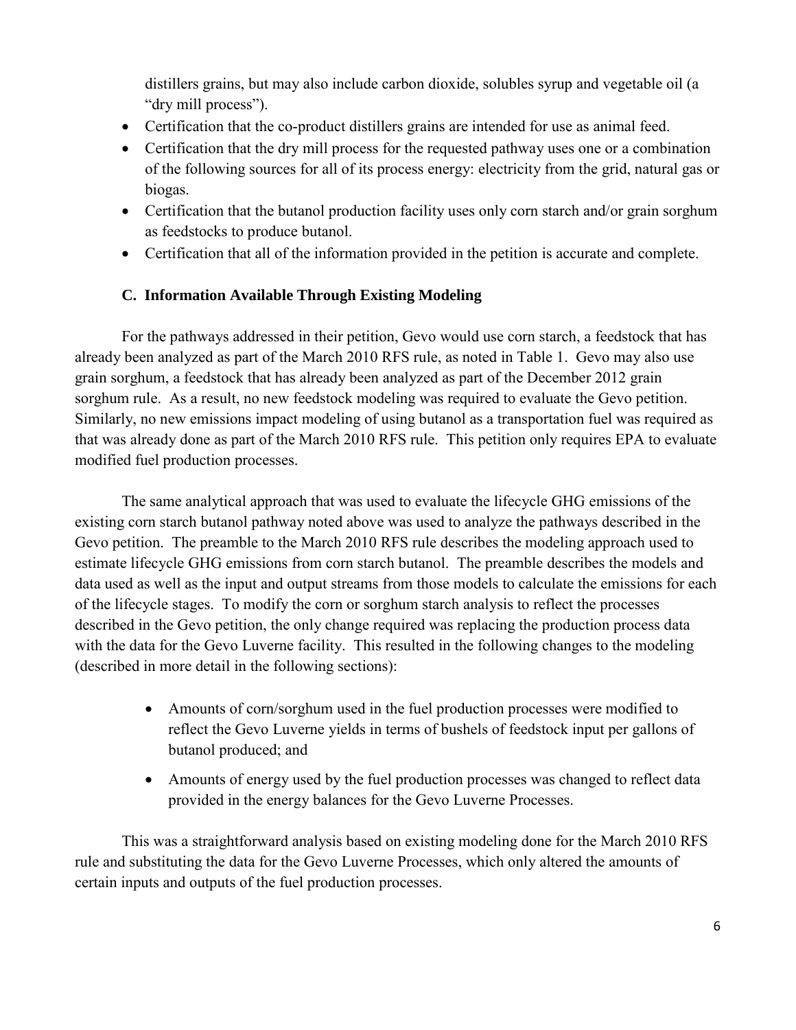distillers grains, but may also include carbon dioxide, solubles syrup and vegetable oil (a "dry mill process").

- Certification that the co-product distillers grains are intended for use as animal feed.
- Certification that the dry mill process for the requested pathway uses one or a combination of the following sources for all of its process energy: electricity from the grid, natural gas or biogas.
- Certification that the butanol production facility uses only corn starch and/or grain sorghum as feedstocks to produce butanol.
- Certification that all of the information provided in the petition is accurate and complete.

### C. Information Available Through Existing Modeling

For the pathways addressed in their petition, Gevo would use corn starch, a feedstock that has already been analyzed as part of the March 2010 RFS rule, as noted in Table 1. Gevo may also use grain sorghum, a feedstock that has already been analyzed as part of the December 2012 grain sorghum rule. As a result, no new feedstock modeling was required to evaluate the Gevo petition. Similarly, no new emissions impact modeling of using butanol as a transportation fuel was required as that was already done as part of the March 2010 RFS rule. This petition only requires EPA to evaluate modified fuel production processes.

The same analytical approach that was used to evaluate the lifecycle GHG emissions of the existing corn starch butanol pathway noted above was used to analyze the pathways described in the Gevo petition. The preamble to the March 2010 RFS rule describes the modeling approach used to estimate lifecycle GHG emissions from corn starch butanol. The preamble describes the models and data used as well as the input and output streams from those models to calculate the emissions for each of the lifecycle stages. To modify the corn or sorghum starch analysis to reflect the processes described in the Gevo petition, the only change required was replacing the production process data with the data for the Gevo Luverne facility. This resulted in the following changes to the modeling (described in more detail in the following sections):

- Amounts of corn/sorghum used in the fuel production processes were modified to reflect the Gevo Luverne yields in terms of bushels of feedstock input per gallons of butanol produced; and
- Amounts of energy used by the fuel production processes was changed to reflect data provided in the energy balances for the Gevo Luverne Processes.

This was a straightforward analysis based on existing modeling done for the March 2010 RFS rule and substituting the data for the Gevo Luverne Processes, which only altered the amounts of certain inputs and outputs of the fuel production processes.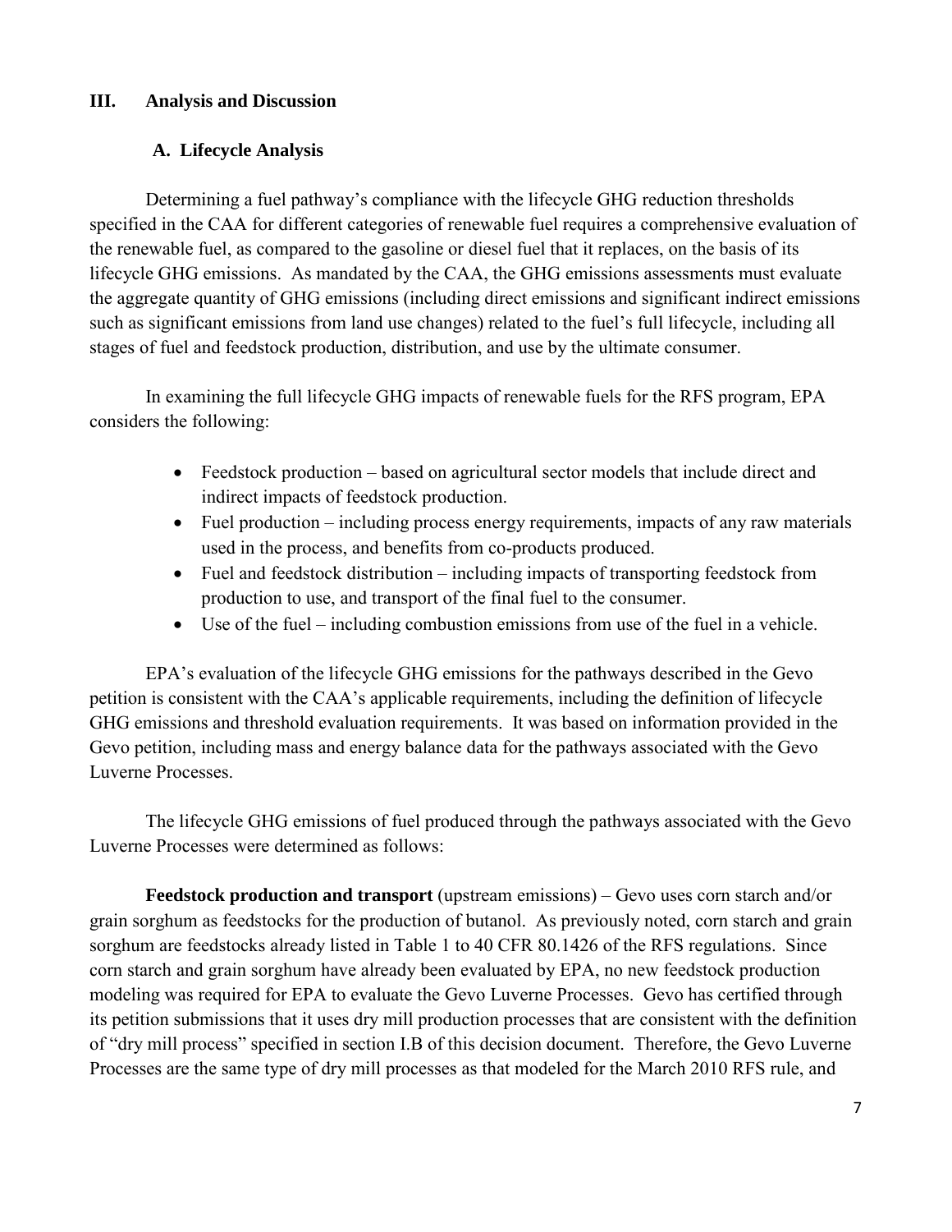## III. Analysis and Discussion

### A. Lifecycle Analysis

Determining a fuel pathway's compliance with the lifecycle GHG reduction thresholds specified in the CAA for different categories of renewable fuel requires a comprehensive evaluation of the renewable fuel, as compared to the gasoline or diesel fuel that it replaces, on the basis of its lifecycle GHG emissions. As mandated by the CAA, the GHG emissions assessments must evaluate the aggregate quantity of GHG emissions (including direct emissions and significant indirect emissions such as significant emissions from land use changes) related to the fuel's full lifecycle, including all stages of fuel and feedstock production, distribution, and use by the ultimate consumer.

In examining the full lifecycle GHG impacts of renewable fuels for the RFS program, EPA considers the following:

- Feedstock production – based on agricultural sector models that include direct and indirect impacts of feedstock production.
- Fuel production – including process energy requirements, impacts of any raw materials used in the process, and benefits from co-products produced.
- Fuel and feedstock distribution – including impacts of transporting feedstock from production to use, and transport of the final fuel to the consumer.
- Use of the fuel – including combustion emissions from use of the fuel in a vehicle.

EPA's evaluation of the lifecycle GHG emissions for the pathways described in the Gevo petition is consistent with the CAA's applicable requirements, including the definition of lifecycle GHG emissions and threshold evaluation requirements. It was based on information provided in the Gevo petition, including mass and energy balance data for the pathways associated with the Gevo Luverne Processes.

The lifecycle GHG emissions of fuel produced through the pathways associated with the Gevo Luverne Processes were determined as follows:

**Feedstock production and transport** (upstream emissions) – Gevo uses corn starch and/or grain sorghum as feedstocks for the production of butanol. As previously noted, corn starch and grain sorghum are feedstocks already listed in Table 1 to 40 CFR 80.1426 of the RFS regulations. Since corn starch and grain sorghum have already been evaluated by EPA, no new feedstock production modeling was required for EPA to evaluate the Gevo Luverne Processes. Gevo has certified through its petition submissions that it uses dry mill production processes that are consistent with the definition of "dry mill process" specified in section I.B of this decision document. Therefore, the Gevo Luverne Processes are the same type of dry mill processes as that modeled for the March 2010 RFS rule, and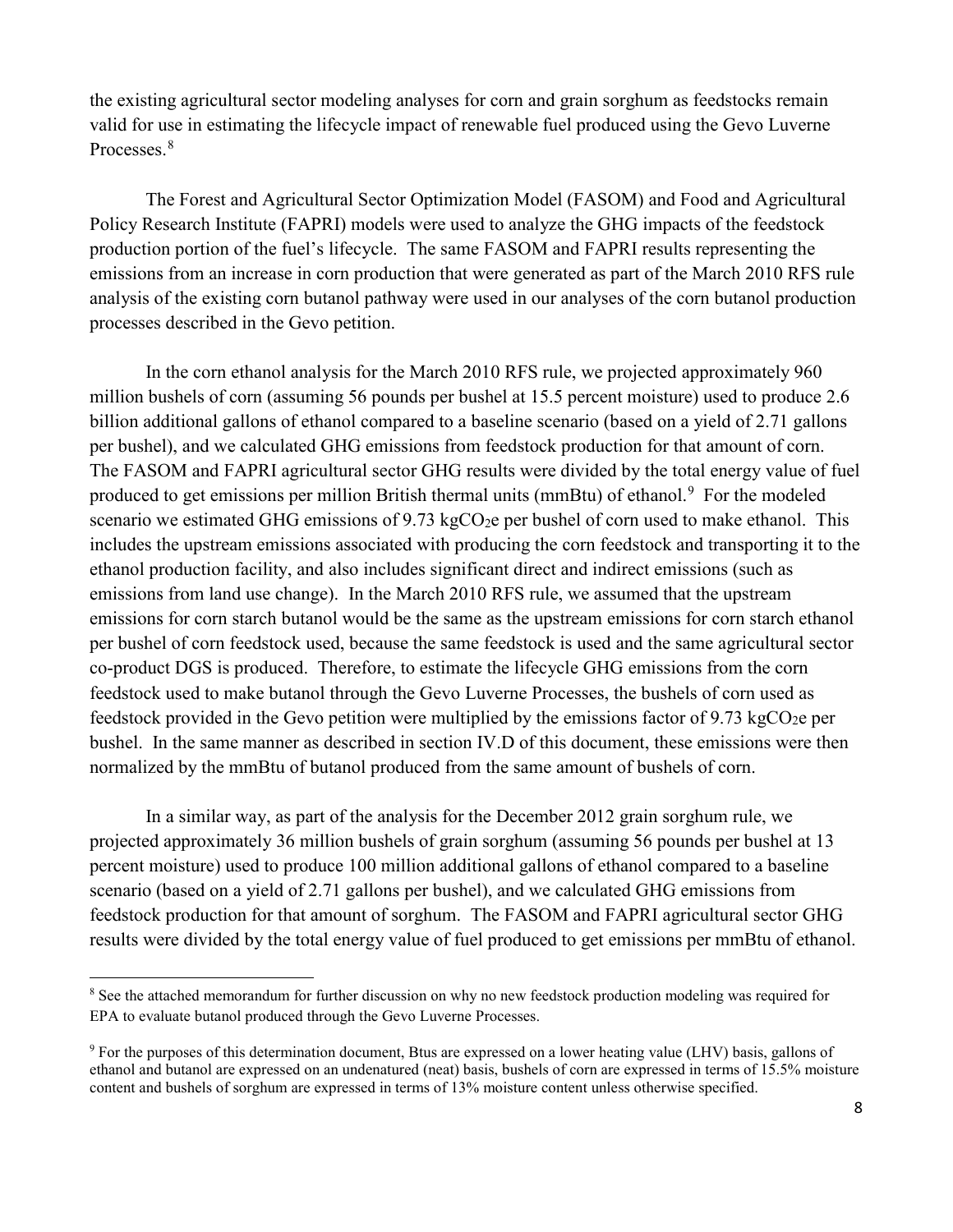the existing agricultural sector modeling analyses for corn and grain sorghum as feedstocks remain valid for use in estimating the lifecycle impact of renewable fuel produced using the Gevo Luverne Processes.[8]

The Forest and Agricultural Sector Optimization Model (FASOM) and Food and Agricultural Policy Research Institute (FAPRI) models were used to analyze the GHG impacts of the feedstock production portion of the fuel's lifecycle. The same FASOM and FAPRI results representing the emissions from an increase in corn production that were generated as part of the March 2010 RFS rule analysis of the existing corn butanol pathway were used in our analyses of the corn butanol production processes described in the Gevo petition.

In the corn ethanol analysis for the March 2010 RFS rule, we projected approximately 960 million bushels of corn (assuming 56 pounds per bushel at 15.5 percent moisture) used to produce 2.6 billion additional gallons of ethanol compared to a baseline scenario (based on a yield of 2.71 gallons per bushel), and we calculated GHG emissions from feedstock production for that amount of corn. The FASOM and FAPRI agricultural sector GHG results were divided by the total energy value of fuel produced to get emissions per million British thermal units (mmBtu) of ethanol.[9] For the modeled scenario we estimated GHG emissions of 9.73 kg$CO_2$e per bushel of corn used to make ethanol. This includes the upstream emissions associated with producing the corn feedstock and transporting it to the ethanol production facility, and also includes significant direct and indirect emissions (such as emissions from land use change). In the March 2010 RFS rule, we assumed that the upstream emissions for corn starch butanol would be the same as the upstream emissions for corn starch ethanol per bushel of corn feedstock used, because the same feedstock is used and the same agricultural sector co-product DGS is produced. Therefore, to estimate the lifecycle GHG emissions from the corn feedstock used to make butanol through the Gevo Luverne Processes, the bushels of corn used as feedstock provided in the Gevo petition were multiplied by the emissions factor of 9.73 kg$CO_2$e per bushel. In the same manner as described in section IV.D of this document, these emissions were then normalized by the mmBtu of butanol produced from the same amount of bushels of corn.

In a similar way, as part of the analysis for the December 2012 grain sorghum rule, we projected approximately 36 million bushels of grain sorghum (assuming 56 pounds per bushel at 13 percent moisture) used to produce 100 million additional gallons of ethanol compared to a baseline scenario (based on a yield of 2.71 gallons per bushel), and we calculated GHG emissions from feedstock production for that amount of sorghum. The FASOM and FAPRI agricultural sector GHG results were divided by the total energy value of fuel produced to get emissions per mmBtu of ethanol.

---

[8] See the attached memorandum for further discussion on why no new feedstock production modeling was required for EPA to evaluate butanol produced through the Gevo Luverne Processes.

[9] For the purposes of this determination document, Btus are expressed on a lower heating value (LHV) basis, gallons of ethanol and butanol are expressed on an undenatured (neat) basis, bushels of corn are expressed in terms of 15.5% moisture content and bushels of sorghum are expressed in terms of 13% moisture content unless otherwise specified.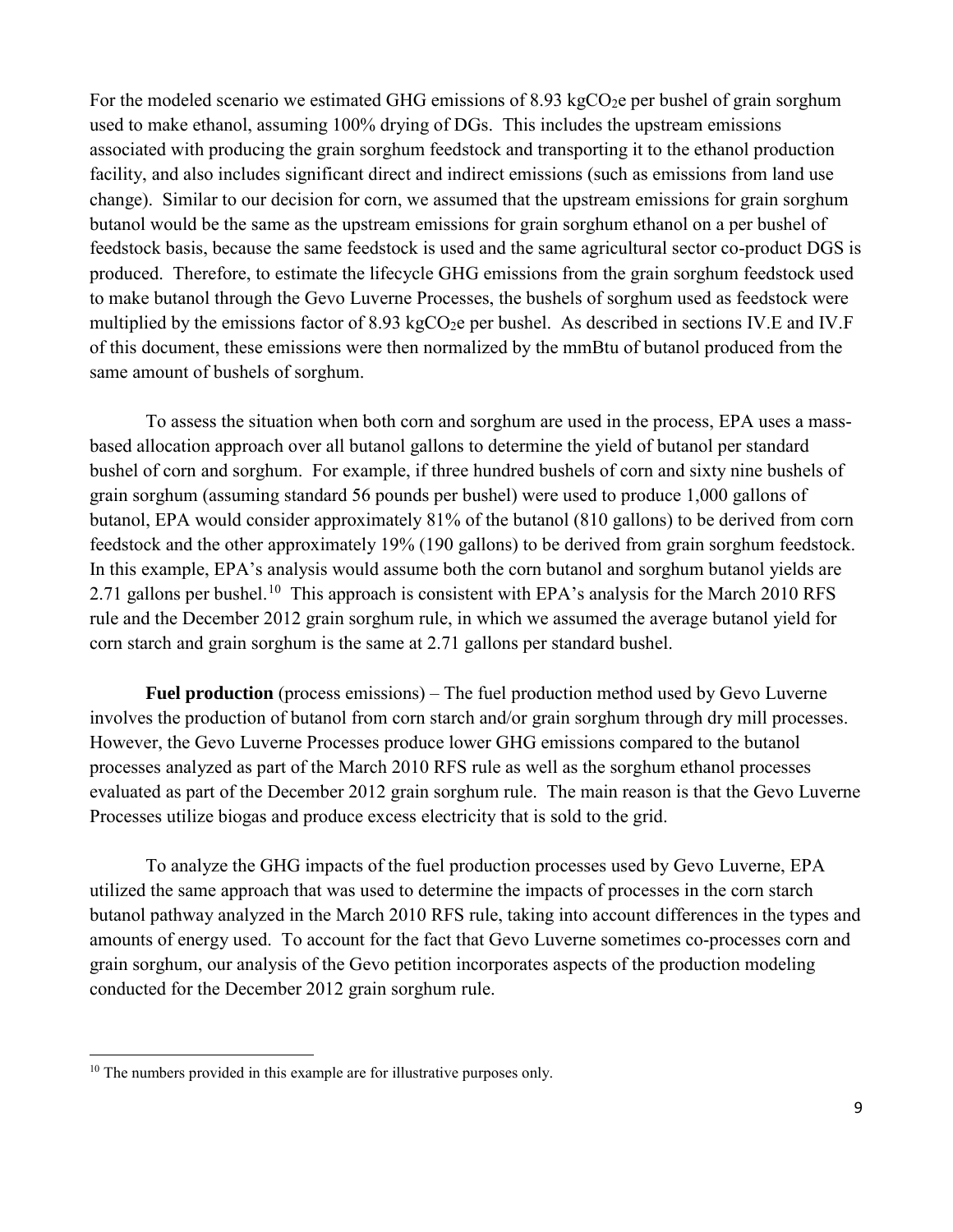For the modeled scenario we estimated GHG emissions of 8.93 $kgCO_2e$ per bushel of grain sorghum used to make ethanol, assuming 100% drying of DGs. This includes the upstream emissions associated with producing the grain sorghum feedstock and transporting it to the ethanol production facility, and also includes significant direct and indirect emissions (such as emissions from land use change). Similar to our decision for corn, we assumed that the upstream emissions for grain sorghum butanol would be the same as the upstream emissions for grain sorghum ethanol on a per bushel of feedstock basis, because the same feedstock is used and the same agricultural sector co-product DGS is produced. Therefore, to estimate the lifecycle GHG emissions from the grain sorghum feedstock used to make butanol through the Gevo Luverne Processes, the bushels of sorghum used as feedstock were multiplied by the emissions factor of 8.93 $kgCO_2e$ per bushel. As described in sections IV.E and IV.F of this document, these emissions were then normalized by the mmBtu of butanol produced from the same amount of bushels of sorghum.

To assess the situation when both corn and sorghum are used in the process, EPA uses a mass-based allocation approach over all butanol gallons to determine the yield of butanol per standard bushel of corn and sorghum. For example, if three hundred bushels of corn and sixty nine bushels of grain sorghum (assuming standard 56 pounds per bushel) were used to produce 1,000 gallons of butanol, EPA would consider approximately 81% of the butanol (810 gallons) to be derived from corn feedstock and the other approximately 19% (190 gallons) to be derived from grain sorghum feedstock. In this example, EPA's analysis would assume both the corn butanol and sorghum butanol yields are 2.71 gallons per bushel.[10] This approach is consistent with EPA's analysis for the March 2010 RFS rule and the December 2012 grain sorghum rule, in which we assumed the average butanol yield for corn starch and grain sorghum is the same at 2.71 gallons per standard bushel.

**Fuel production** (process emissions) – The fuel production method used by Gevo Luverne involves the production of butanol from corn starch and/or grain sorghum through dry mill processes. However, the Gevo Luverne Processes produce lower GHG emissions compared to the butanol processes analyzed as part of the March 2010 RFS rule as well as the sorghum ethanol processes evaluated as part of the December 2012 grain sorghum rule. The main reason is that the Gevo Luverne Processes utilize biogas and produce excess electricity that is sold to the grid.

To analyze the GHG impacts of the fuel production processes used by Gevo Luverne, EPA utilized the same approach that was used to determine the impacts of processes in the corn starch butanol pathway analyzed in the March 2010 RFS rule, taking into account differences in the types and amounts of energy used. To account for the fact that Gevo Luverne sometimes co-processes corn and grain sorghum, our analysis of the Gevo petition incorporates aspects of the production modeling conducted for the December 2012 grain sorghum rule.

[10] The numbers provided in this example are for illustrative purposes only.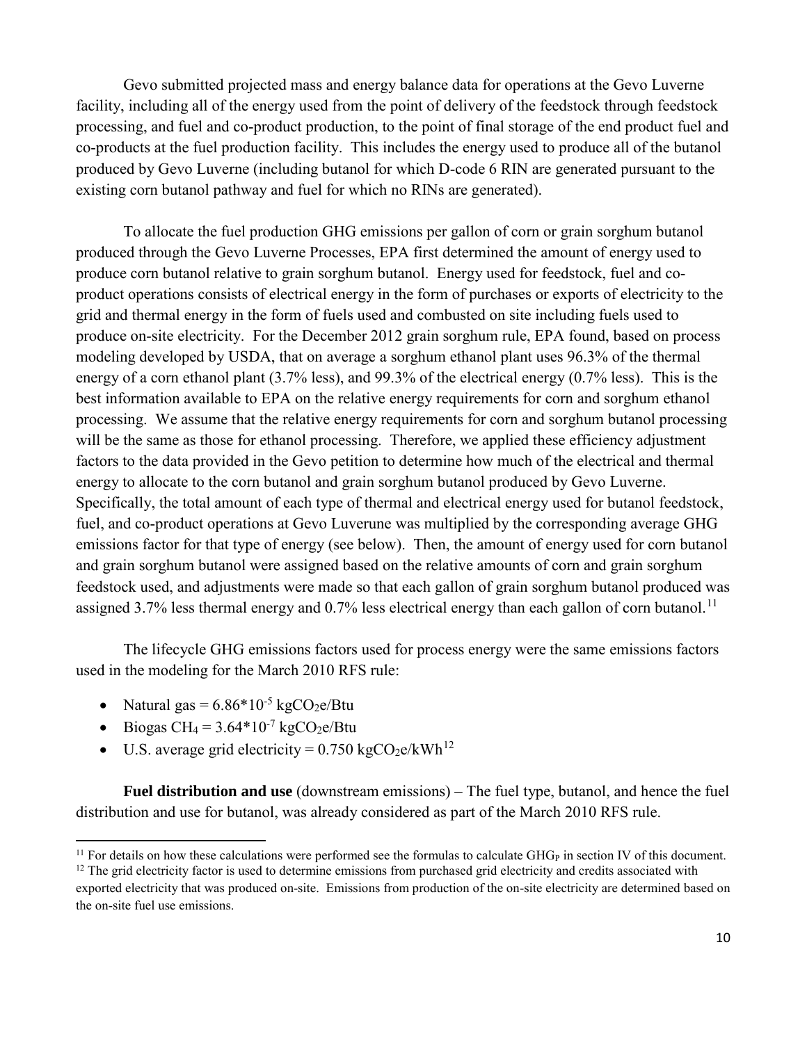Gevo submitted projected mass and energy balance data for operations at the Gevo Luverne facility, including all of the energy used from the point of delivery of the feedstock through feedstock processing, and fuel and co-product production, to the point of final storage of the end product fuel and co-products at the fuel production facility. This includes the energy used to produce all of the butanol produced by Gevo Luverne (including butanol for which D-code 6 RIN are generated pursuant to the existing corn butanol pathway and fuel for which no RINs are generated).

To allocate the fuel production GHG emissions per gallon of corn or grain sorghum butanol produced through the Gevo Luverne Processes, EPA first determined the amount of energy used to produce corn butanol relative to grain sorghum butanol. Energy used for feedstock, fuel and co-product operations consists of electrical energy in the form of purchases or exports of electricity to the grid and thermal energy in the form of fuels used and combusted on site including fuels used to produce on-site electricity. For the December 2012 grain sorghum rule, EPA found, based on process modeling developed by USDA, that on average a sorghum ethanol plant uses 96.3% of the thermal energy of a corn ethanol plant (3.7% less), and 99.3% of the electrical energy (0.7% less). This is the best information available to EPA on the relative energy requirements for corn and sorghum ethanol processing. We assume that the relative energy requirements for corn and sorghum butanol processing will be the same as those for ethanol processing. Therefore, we applied these efficiency adjustment factors to the data provided in the Gevo petition to determine how much of the electrical and thermal energy to allocate to the corn butanol and grain sorghum butanol produced by Gevo Luverne. Specifically, the total amount of each type of thermal and electrical energy used for butanol feedstock, fuel, and co-product operations at Gevo Luverune was multiplied by the corresponding average GHG emissions factor for that type of energy (see below). Then, the amount of energy used for corn butanol and grain sorghum butanol were assigned based on the relative amounts of corn and grain sorghum feedstock used, and adjustments were made so that each gallon of grain sorghum butanol produced was assigned 3.7% less thermal energy and 0.7% less electrical energy than each gallon of corn butanol.[11]

The lifecycle GHG emissions factors used for process energy were the same emissions factors used in the modeling for the March 2010 RFS rule:

- Natural gas = $6.86*10^{-5}$ $kgCO_2e/Btu$
- Biogas $CH_4 = 3.64*10^{-7}$ $kgCO_2e/Btu$
- U.S. average grid electricity = 0.750 $kgCO_2e/kWh$[12]

**Fuel distribution and use** (downstream emissions) – The fuel type, butanol, and hence the fuel distribution and use for butanol, was already considered as part of the March 2010 RFS rule.

---

[11] For details on how these calculations were performed see the formulas to calculate $GHG_P$ in section IV of this document.

[12] The grid electricity factor is used to determine emissions from purchased grid electricity and credits associated with exported electricity that was produced on-site. Emissions from production of the on-site electricity are determined based on the on-site fuel use emissions.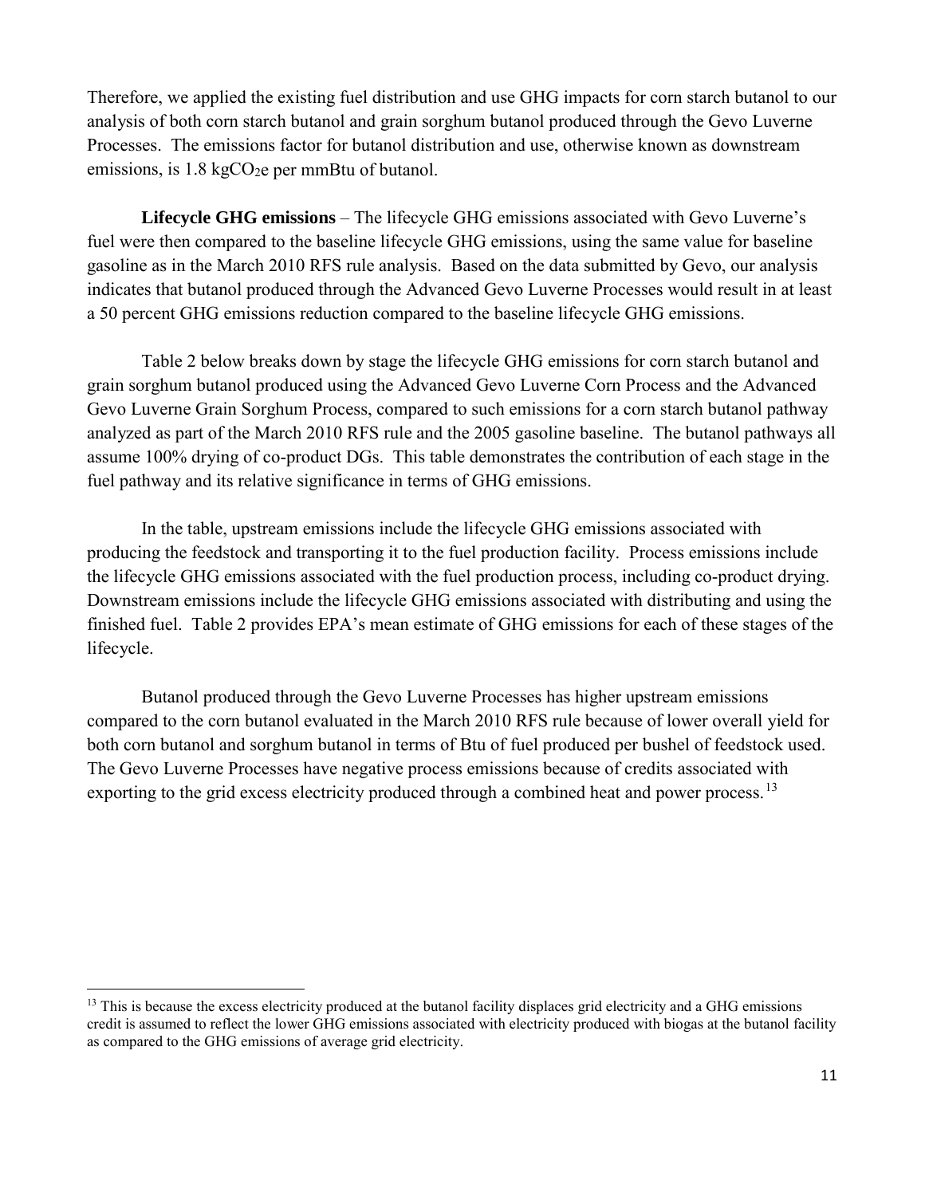Therefore, we applied the existing fuel distribution and use GHG impacts for corn starch butanol to our analysis of both corn starch butanol and grain sorghum butanol produced through the Gevo Luverne Processes. The emissions factor for butanol distribution and use, otherwise known as downstream emissions, is 1.8 kg$CO_2$e per mmBtu of butanol.

**Lifecycle GHG emissions** – The lifecycle GHG emissions associated with Gevo Luverne's fuel were then compared to the baseline lifecycle GHG emissions, using the same value for baseline gasoline as in the March 2010 RFS rule analysis. Based on the data submitted by Gevo, our analysis indicates that butanol produced through the Advanced Gevo Luverne Processes would result in at least a 50 percent GHG emissions reduction compared to the baseline lifecycle GHG emissions.

Table 2 below breaks down by stage the lifecycle GHG emissions for corn starch butanol and grain sorghum butanol produced using the Advanced Gevo Luverne Corn Process and the Advanced Gevo Luverne Grain Sorghum Process, compared to such emissions for a corn starch butanol pathway analyzed as part of the March 2010 RFS rule and the 2005 gasoline baseline. The butanol pathways all assume 100% drying of co-product DGs. This table demonstrates the contribution of each stage in the fuel pathway and its relative significance in terms of GHG emissions.

In the table, upstream emissions include the lifecycle GHG emissions associated with producing the feedstock and transporting it to the fuel production facility. Process emissions include the lifecycle GHG emissions associated with the fuel production process, including co-product drying. Downstream emissions include the lifecycle GHG emissions associated with distributing and using the finished fuel. Table 2 provides EPA's mean estimate of GHG emissions for each of these stages of the lifecycle.

Butanol produced through the Gevo Luverne Processes has higher upstream emissions compared to the corn butanol evaluated in the March 2010 RFS rule because of lower overall yield for both corn butanol and sorghum butanol in terms of Btu of fuel produced per bushel of feedstock used. The Gevo Luverne Processes have negative process emissions because of credits associated with exporting to the grid excess electricity produced through a combined heat and power process.[13]

[13] This is because the excess electricity produced at the butanol facility displaces grid electricity and a GHG emissions credit is assumed to reflect the lower GHG emissions associated with electricity produced with biogas at the butanol facility as compared to the GHG emissions of average grid electricity.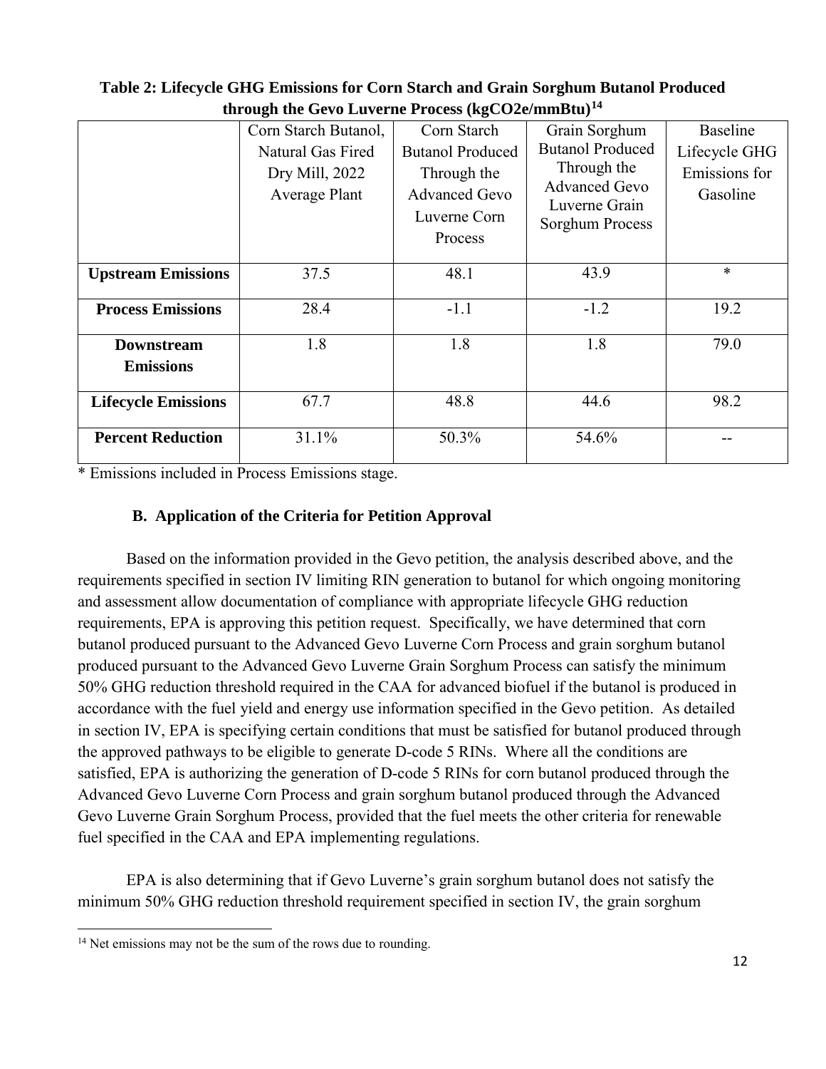**Table 2: Lifecycle GHG Emissions for Corn Starch and Grain Sorghum Butanol Produced through the Gevo Luverne Process ($kgCO_2e/mmBtu$)[14]**

| | Corn Starch Butanol, Natural Gas Fired Dry Mill, 2022 Average Plant | Corn Starch Butanol Produced Through the Advanced Gevo Luverne Corn Process | Grain Sorghum Butanol Produced Through the Advanced Gevo Luverne Grain Sorghum Process | Baseline Lifecycle GHG Emissions for Gasoline |
|---|---|---|---|---|
| **Upstream Emissions** | 37.5 | 48.1 | 43.9 | * |
| **Process Emissions** | 28.4 | -1.1 | -1.2 | 19.2 |
| **Downstream Emissions** | 1.8 | 1.8 | 1.8 | 79.0 |
| **Lifecycle Emissions** | 67.7 | 48.8 | 44.6 | 98.2 |
| **Percent Reduction** | 31.1% | 50.3% | 54.6% | -- |

* Emissions included in Process Emissions stage.

### B. Application of the Criteria for Petition Approval

Based on the information provided in the Gevo petition, the analysis described above, and the requirements specified in section IV limiting RIN generation to butanol for which ongoing monitoring and assessment allow documentation of compliance with appropriate lifecycle GHG reduction requirements, EPA is approving this petition request. Specifically, we have determined that corn butanol produced pursuant to the Advanced Gevo Luverne Corn Process and grain sorghum butanol produced pursuant to the Advanced Gevo Luverne Grain Sorghum Process can satisfy the minimum 50% GHG reduction threshold required in the CAA for advanced biofuel if the butanol is produced in accordance with the fuel yield and energy use information specified in the Gevo petition. As detailed in section IV, EPA is specifying certain conditions that must be satisfied for butanol produced through the approved pathways to be eligible to generate D-code 5 RINs. Where all the conditions are satisfied, EPA is authorizing the generation of D-code 5 RINs for corn butanol produced through the Advanced Gevo Luverne Corn Process and grain sorghum butanol produced through the Advanced Gevo Luverne Grain Sorghum Process, provided that the fuel meets the other criteria for renewable fuel specified in the CAA and EPA implementing regulations.

EPA is also determining that if Gevo Luverne's grain sorghum butanol does not satisfy the minimum 50% GHG reduction threshold requirement specified in section IV, the grain sorghum

[14] Net emissions may not be the sum of the rows due to rounding.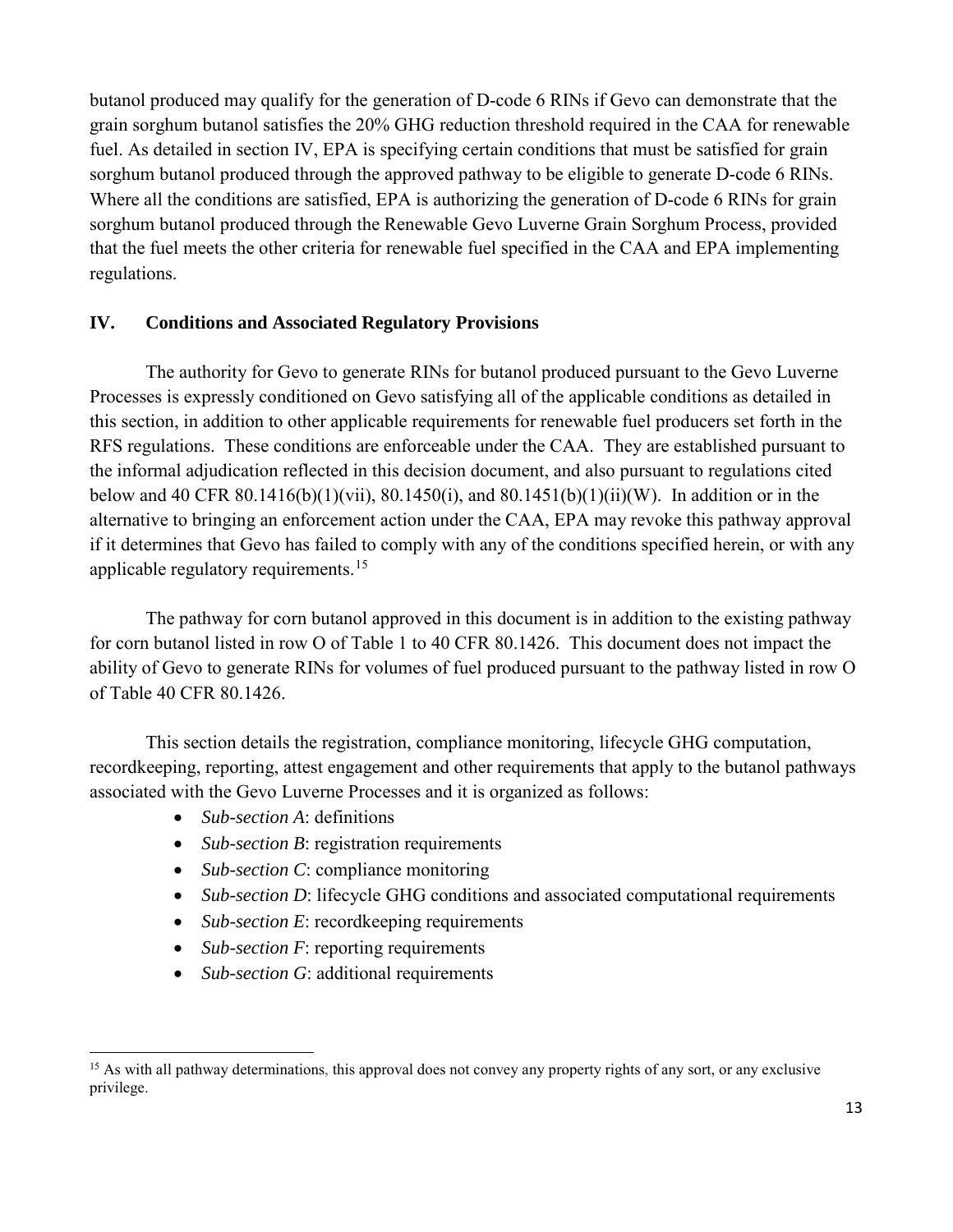butanol produced may qualify for the generation of D-code 6 RINs if Gevo can demonstrate that the grain sorghum butanol satisfies the 20% GHG reduction threshold required in the CAA for renewable fuel. As detailed in section IV, EPA is specifying certain conditions that must be satisfied for grain sorghum butanol produced through the approved pathway to be eligible to generate D-code 6 RINs. Where all the conditions are satisfied, EPA is authorizing the generation of D-code 6 RINs for grain sorghum butanol produced through the Renewable Gevo Luverne Grain Sorghum Process, provided that the fuel meets the other criteria for renewable fuel specified in the CAA and EPA implementing regulations.

## IV. Conditions and Associated Regulatory Provisions

The authority for Gevo to generate RINs for butanol produced pursuant to the Gevo Luverne Processes is expressly conditioned on Gevo satisfying all of the applicable conditions as detailed in this section, in addition to other applicable requirements for renewable fuel producers set forth in the RFS regulations. These conditions are enforceable under the CAA. They are established pursuant to the informal adjudication reflected in this decision document, and also pursuant to regulations cited below and 40 CFR 80.1416(b)(1)(vii), 80.1450(i), and 80.1451(b)(1)(ii)(W). In addition or in the alternative to bringing an enforcement action under the CAA, EPA may revoke this pathway approval if it determines that Gevo has failed to comply with any of the conditions specified herein, or with any applicable regulatory requirements.[15]

The pathway for corn butanol approved in this document is in addition to the existing pathway for corn butanol listed in row O of Table 1 to 40 CFR 80.1426. This document does not impact the ability of Gevo to generate RINs for volumes of fuel produced pursuant to the pathway listed in row O of Table 40 CFR 80.1426.

This section details the registration, compliance monitoring, lifecycle GHG computation, recordkeeping, reporting, attest engagement and other requirements that apply to the butanol pathways associated with the Gevo Luverne Processes and it is organized as follows:

- *Sub-section A*: definitions
- *Sub-section B*: registration requirements
- *Sub-section C*: compliance monitoring
- *Sub-section D*: lifecycle GHG conditions and associated computational requirements
- *Sub-section E*: recordkeeping requirements
- *Sub-section F*: reporting requirements
- *Sub-section G*: additional requirements

[15] As with all pathway determinations, this approval does not convey any property rights of any sort, or any exclusive privilege.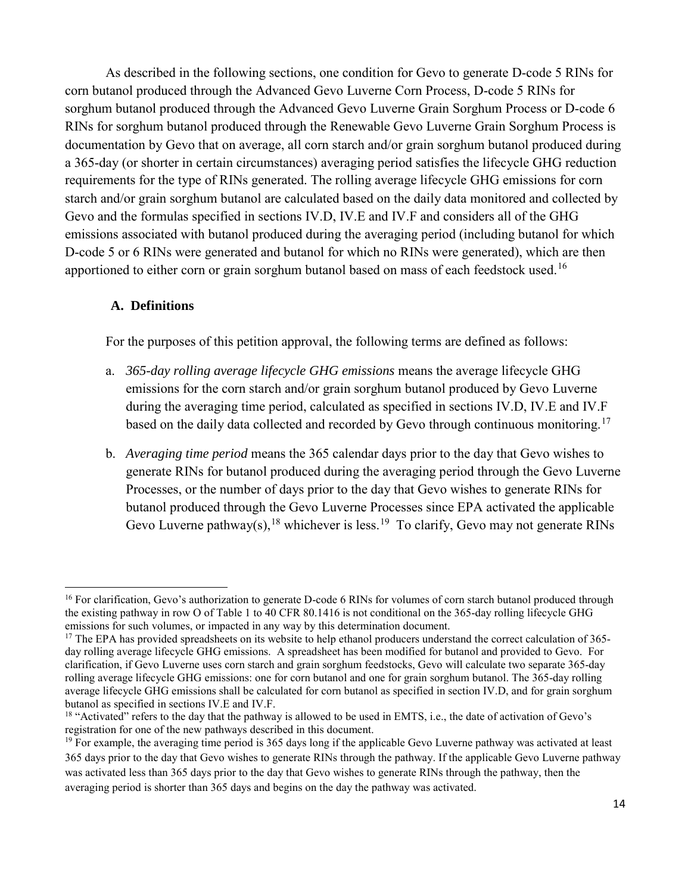As described in the following sections, one condition for Gevo to generate D-code 5 RINs for corn butanol produced through the Advanced Gevo Luverne Corn Process, D-code 5 RINs for sorghum butanol produced through the Advanced Gevo Luverne Grain Sorghum Process or D-code 6 RINs for sorghum butanol produced through the Renewable Gevo Luverne Grain Sorghum Process is documentation by Gevo that on average, all corn starch and/or grain sorghum butanol produced during a 365-day (or shorter in certain circumstances) averaging period satisfies the lifecycle GHG reduction requirements for the type of RINs generated. The rolling average lifecycle GHG emissions for corn starch and/or grain sorghum butanol are calculated based on the daily data monitored and collected by Gevo and the formulas specified in sections IV.D, IV.E and IV.F and considers all of the GHG emissions associated with butanol produced during the averaging period (including butanol for which D-code 5 or 6 RINs were generated and butanol for which no RINs were generated), which are then apportioned to either corn or grain sorghum butanol based on mass of each feedstock used.[16]

### A. Definitions

For the purposes of this petition approval, the following terms are defined as follows:

a. *365-day rolling average lifecycle GHG emissions* means the average lifecycle GHG emissions for the corn starch and/or grain sorghum butanol produced by Gevo Luverne during the averaging time period, calculated as specified in sections IV.D, IV.E and IV.F based on the daily data collected and recorded by Gevo through continuous monitoring.[17]

b. *Averaging time period* means the 365 calendar days prior to the day that Gevo wishes to generate RINs for butanol produced during the averaging period through the Gevo Luverne Processes, or the number of days prior to the day that Gevo wishes to generate RINs for butanol produced through the Gevo Luverne Processes since EPA activated the applicable Gevo Luverne pathway(s),[18] whichever is less.[19] To clarify, Gevo may not generate RINs

---

[16] For clarification, Gevo's authorization to generate D-code 6 RINs for volumes of corn starch butanol produced through the existing pathway in row O of Table 1 to 40 CFR 80.1416 is not conditional on the 365-day rolling lifecycle GHG emissions for such volumes, or impacted in any way by this determination document.

[17] The EPA has provided spreadsheets on its website to help ethanol producers understand the correct calculation of 365-day rolling average lifecycle GHG emissions. A spreadsheet has been modified for butanol and provided to Gevo. For clarification, if Gevo Luverne uses corn starch and grain sorghum feedstocks, Gevo will calculate two separate 365-day rolling average lifecycle GHG emissions: one for corn butanol and one for grain sorghum butanol. The 365-day rolling average lifecycle GHG emissions shall be calculated for corn butanol as specified in section IV.D, and for grain sorghum butanol as specified in sections IV.E and IV.F.

[18] "Activated" refers to the day that the pathway is allowed to be used in EMTS, i.e., the date of activation of Gevo's registration for one of the new pathways described in this document.

[19] For example, the averaging time period is 365 days long if the applicable Gevo Luverne pathway was activated at least 365 days prior to the day that Gevo wishes to generate RINs through the pathway. If the applicable Gevo Luverne pathway was activated less than 365 days prior to the day that Gevo wishes to generate RINs through the pathway, then the averaging period is shorter than 365 days and begins on the day the pathway was activated.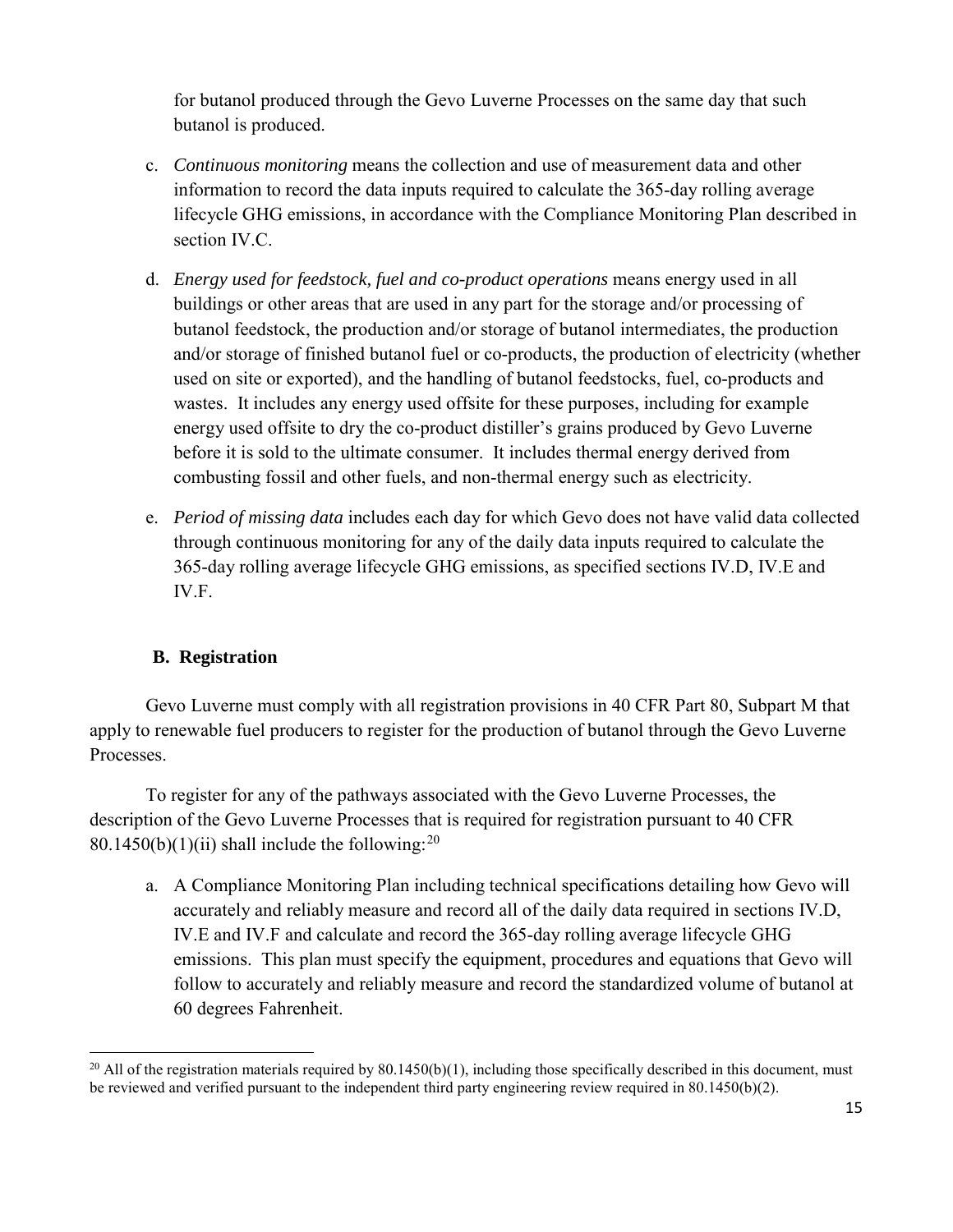for butanol produced through the Gevo Luverne Processes on the same day that such butanol is produced.

c. *Continuous monitoring* means the collection and use of measurement data and other information to record the data inputs required to calculate the 365-day rolling average lifecycle GHG emissions, in accordance with the Compliance Monitoring Plan described in section IV.C.

d. *Energy used for feedstock, fuel and co-product operations* means energy used in all buildings or other areas that are used in any part for the storage and/or processing of butanol feedstock, the production and/or storage of butanol intermediates, the production and/or storage of finished butanol fuel or co-products, the production of electricity (whether used on site or exported), and the handling of butanol feedstocks, fuel, co-products and wastes. It includes any energy used offsite for these purposes, including for example energy used offsite to dry the co-product distiller's grains produced by Gevo Luverne before it is sold to the ultimate consumer. It includes thermal energy derived from combusting fossil and other fuels, and non-thermal energy such as electricity.

e. *Period of missing data* includes each day for which Gevo does not have valid data collected through continuous monitoring for any of the daily data inputs required to calculate the 365-day rolling average lifecycle GHG emissions, as specified sections IV.D, IV.E and IV.F.

## B. Registration

Gevo Luverne must comply with all registration provisions in 40 CFR Part 80, Subpart M that apply to renewable fuel producers to register for the production of butanol through the Gevo Luverne Processes.

To register for any of the pathways associated with the Gevo Luverne Processes, the description of the Gevo Luverne Processes that is required for registration pursuant to 40 CFR 80.1450(b)(1)(ii) shall include the following:[20]

a. A Compliance Monitoring Plan including technical specifications detailing how Gevo will accurately and reliably measure and record all of the daily data required in sections IV.D, IV.E and IV.F and calculate and record the 365-day rolling average lifecycle GHG emissions. This plan must specify the equipment, procedures and equations that Gevo will follow to accurately and reliably measure and record the standardized volume of butanol at 60 degrees Fahrenheit.

[20] All of the registration materials required by 80.1450(b)(1), including those specifically described in this document, must be reviewed and verified pursuant to the independent third party engineering review required in 80.1450(b)(2).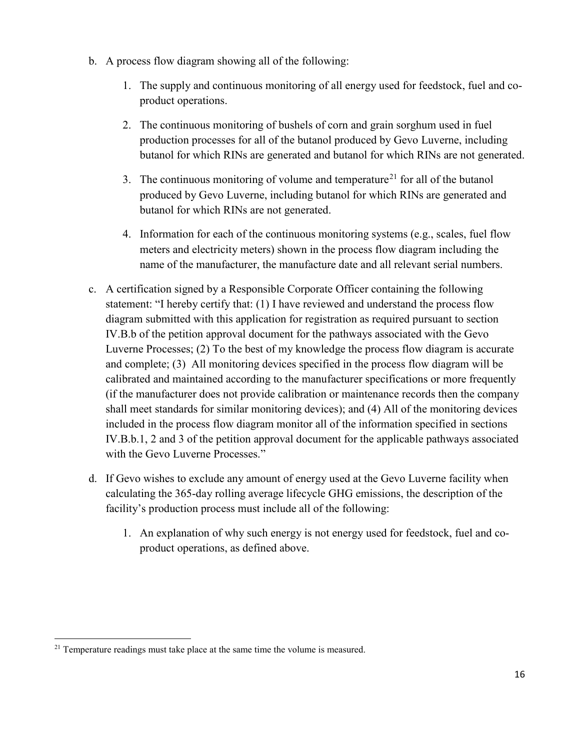b. A process flow diagram showing all of the following:

   1. The supply and continuous monitoring of all energy used for feedstock, fuel and co-product operations.

   2. The continuous monitoring of bushels of corn and grain sorghum used in fuel production processes for all of the butanol produced by Gevo Luverne, including butanol for which RINs are generated and butanol for which RINs are not generated.

   3. The continuous monitoring of volume and temperature[21] for all of the butanol produced by Gevo Luverne, including butanol for which RINs are generated and butanol for which RINs are not generated.

   4. Information for each of the continuous monitoring systems (e.g., scales, fuel flow meters and electricity meters) shown in the process flow diagram including the name of the manufacturer, the manufacture date and all relevant serial numbers.

c. A certification signed by a Responsible Corporate Officer containing the following statement: "I hereby certify that: (1) I have reviewed and understand the process flow diagram submitted with this application for registration as required pursuant to section IV.B.b of the petition approval document for the pathways associated with the Gevo Luverne Processes; (2) To the best of my knowledge the process flow diagram is accurate and complete; (3) All monitoring devices specified in the process flow diagram will be calibrated and maintained according to the manufacturer specifications or more frequently (if the manufacturer does not provide calibration or maintenance records then the company shall meet standards for similar monitoring devices); and (4) All of the monitoring devices included in the process flow diagram monitor all of the information specified in sections IV.B.b.1, 2 and 3 of the petition approval document for the applicable pathways associated with the Gevo Luverne Processes."

d. If Gevo wishes to exclude any amount of energy used at the Gevo Luverne facility when calculating the 365-day rolling average lifecycle GHG emissions, the description of the facility's production process must include all of the following:

   1. An explanation of why such energy is not energy used for feedstock, fuel and co-product operations, as defined above.

[21] Temperature readings must take place at the same time the volume is measured.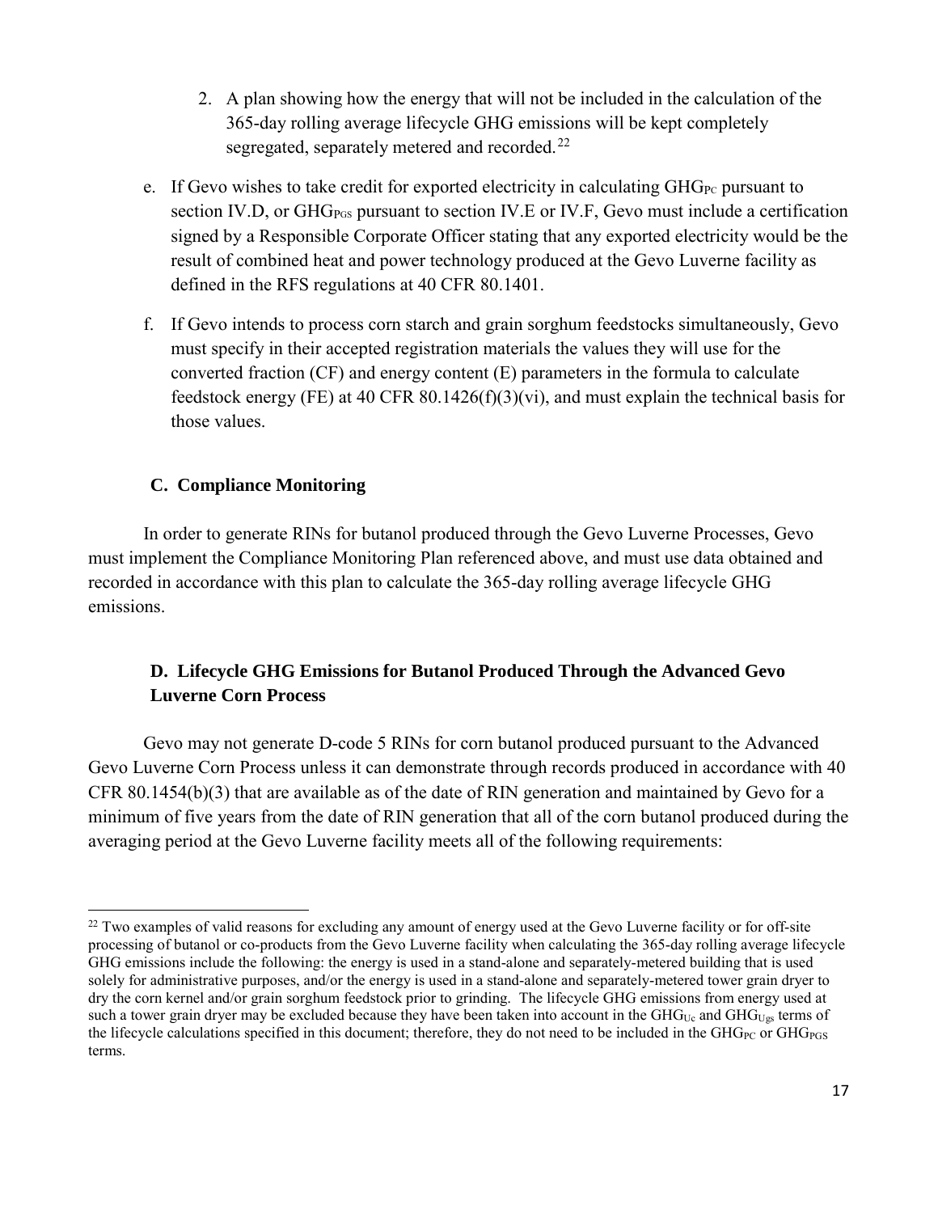2. A plan showing how the energy that will not be included in the calculation of the 365-day rolling average lifecycle GHG emissions will be kept completely segregated, separately metered and recorded.[22]

e. If Gevo wishes to take credit for exported electricity in calculating $GHG_{PC}$ pursuant to section IV.D, or $GHG_{PGS}$ pursuant to section IV.E or IV.F, Gevo must include a certification signed by a Responsible Corporate Officer stating that any exported electricity would be the result of combined heat and power technology produced at the Gevo Luverne facility as defined in the RFS regulations at 40 CFR 80.1401.

f. If Gevo intends to process corn starch and grain sorghum feedstocks simultaneously, Gevo must specify in their accepted registration materials the values they will use for the converted fraction (CF) and energy content (E) parameters in the formula to calculate feedstock energy (FE) at 40 CFR 80.1426(f)(3)(vi), and must explain the technical basis for those values.

### C. Compliance Monitoring

In order to generate RINs for butanol produced through the Gevo Luverne Processes, Gevo must implement the Compliance Monitoring Plan referenced above, and must use data obtained and recorded in accordance with this plan to calculate the 365-day rolling average lifecycle GHG emissions.

### D. Lifecycle GHG Emissions for Butanol Produced Through the Advanced Gevo Luverne Corn Process

Gevo may not generate D-code 5 RINs for corn butanol produced pursuant to the Advanced Gevo Luverne Corn Process unless it can demonstrate through records produced in accordance with 40 CFR 80.1454(b)(3) that are available as of the date of RIN generation and maintained by Gevo for a minimum of five years from the date of RIN generation that all of the corn butanol produced during the averaging period at the Gevo Luverne facility meets all of the following requirements:

---

[22] Two examples of valid reasons for excluding any amount of energy used at the Gevo Luverne facility or for off-site processing of butanol or co-products from the Gevo Luverne facility when calculating the 365-day rolling average lifecycle GHG emissions include the following: the energy is used in a stand-alone and separately-metered building that is used solely for administrative purposes, and/or the energy is used in a stand-alone and separately-metered tower grain dryer to dry the corn kernel and/or grain sorghum feedstock prior to grinding. The lifecycle GHG emissions from energy used at such a tower grain dryer may be excluded because they have been taken into account in the $GHG_{Uc}$ and $GHG_{Ugs}$ terms of the lifecycle calculations specified in this document; therefore, they do not need to be included in the $GHG_{PC}$ or $GHG_{PGS}$ terms.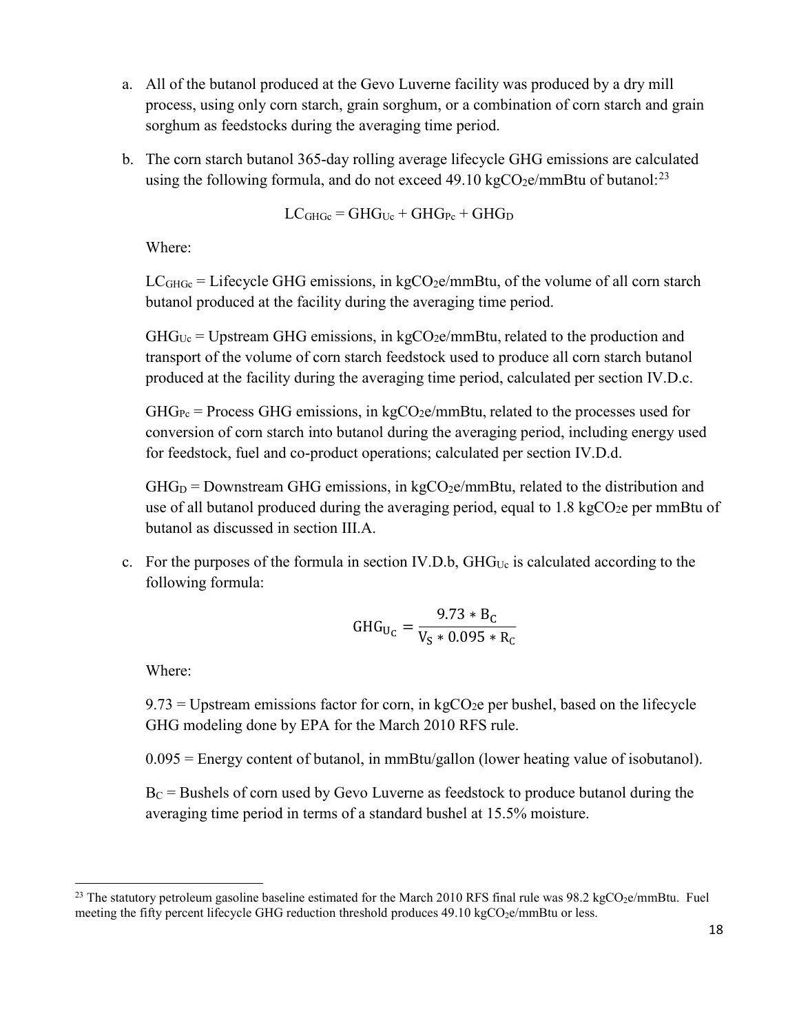a. All of the butanol produced at the Gevo Luverne facility was produced by a dry mill process, using only corn starch, grain sorghum, or a combination of corn starch and grain sorghum as feedstocks during the averaging time period.

b. The corn starch butanol 365-day rolling average lifecycle GHG emissions are calculated using the following formula, and do not exceed 49.10 $kgCO_2e/mmBtu$ of butanol:[23]

$$LC_{GHGc} = GHG_{Uc} + GHG_{Pc} + GHG_{D}$$

Where:

$LC_{GHGc}$ = Lifecycle GHG emissions, in $kgCO_2e/mmBtu$, of the volume of all corn starch butanol produced at the facility during the averaging time period.

$GHG_{Uc}$ = Upstream GHG emissions, in $kgCO_2e/mmBtu$, related to the production and transport of the volume of corn starch feedstock used to produce all corn starch butanol produced at the facility during the averaging time period, calculated per section IV.D.c.

$GHG_{Pc}$ = Process GHG emissions, in $kgCO_2e/mmBtu$, related to the processes used for conversion of corn starch into butanol during the averaging period, including energy used for feedstock, fuel and co-product operations; calculated per section IV.D.d.

$GHG_{D}$ = Downstream GHG emissions, in $kgCO_2e/mmBtu$, related to the distribution and use of all butanol produced during the averaging period, equal to 1.8 $kgCO_2e$ per mmBtu of butanol as discussed in section III.A.

c. For the purposes of the formula in section IV.D.b, $GHG_{Uc}$ is calculated according to the following formula:

$$GHG_{U_C} = \frac{9.73 * B_C}{V_S * 0.095 * R_C}$$

Where:

9.73 = Upstream emissions factor for corn, in $kgCO_2e$ per bushel, based on the lifecycle GHG modeling done by EPA for the March 2010 RFS rule.

0.095 = Energy content of butanol, in mmBtu/gallon (lower heating value of isobutanol).

$B_C$ = Bushels of corn used by Gevo Luverne as feedstock to produce butanol during the averaging time period in terms of a standard bushel at 15.5% moisture.

---

[23] The statutory petroleum gasoline baseline estimated for the March 2010 RFS final rule was 98.2 $kgCO_2e/mmBtu$. Fuel meeting the fifty percent lifecycle GHG reduction threshold produces 49.10 $kgCO_2e/mmBtu$ or less.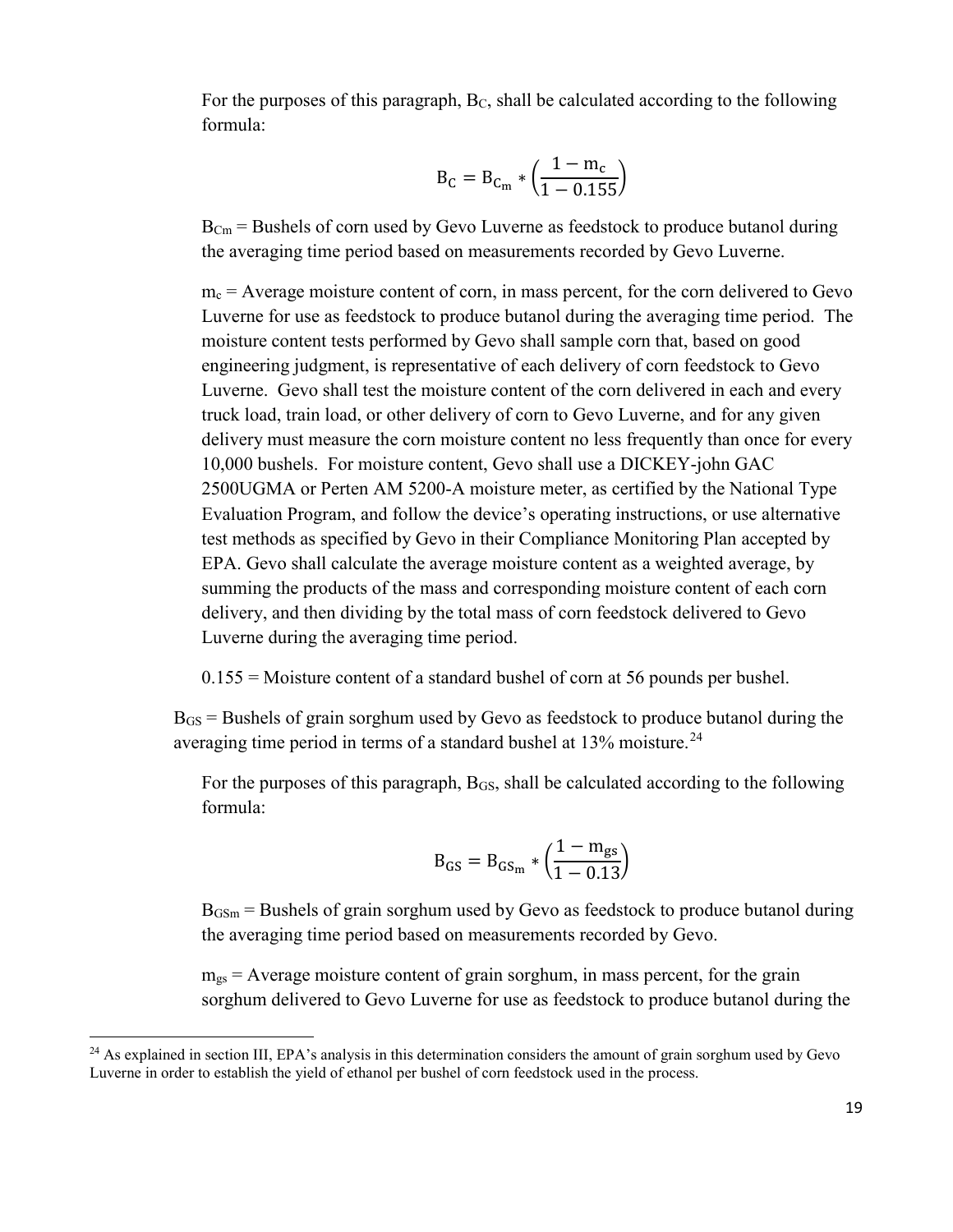For the purposes of this paragraph, $B_C$, shall be calculated according to the following formula:

$$B_C = B_{C_m} * \left(\frac{1 - m_c}{1 - 0.155}\right)$$

$B_{Cm}$ = Bushels of corn used by Gevo Luverne as feedstock to produce butanol during the averaging time period based on measurements recorded by Gevo Luverne.

$m_c$ = Average moisture content of corn, in mass percent, for the corn delivered to Gevo Luverne for use as feedstock to produce butanol during the averaging time period. The moisture content tests performed by Gevo shall sample corn that, based on good engineering judgment, is representative of each delivery of corn feedstock to Gevo Luverne. Gevo shall test the moisture content of the corn delivered in each and every truck load, train load, or other delivery of corn to Gevo Luverne, and for any given delivery must measure the corn moisture content no less frequently than once for every 10,000 bushels. For moisture content, Gevo shall use a DICKEY-john GAC 2500UGMA or Perten AM 5200-A moisture meter, as certified by the National Type Evaluation Program, and follow the device's operating instructions, or use alternative test methods as specified by Gevo in their Compliance Monitoring Plan accepted by EPA. Gevo shall calculate the average moisture content as a weighted average, by summing the products of the mass and corresponding moisture content of each corn delivery, and then dividing by the total mass of corn feedstock delivered to Gevo Luverne during the averaging time period.

0.155 = Moisture content of a standard bushel of corn at 56 pounds per bushel.

$B_{GS}$ = Bushels of grain sorghum used by Gevo as feedstock to produce butanol during the averaging time period in terms of a standard bushel at 13% moisture.[24]

For the purposes of this paragraph, $B_{GS}$, shall be calculated according to the following formula:

$$B_{GS} = B_{GS_m} * \left(\frac{1 - m_{gs}}{1 - 0.13}\right)$$

$B_{GSm}$ = Bushels of grain sorghum used by Gevo as feedstock to produce butanol during the averaging time period based on measurements recorded by Gevo.

$m_{gs}$ = Average moisture content of grain sorghum, in mass percent, for the grain sorghum delivered to Gevo Luverne for use as feedstock to produce butanol during the

[24] As explained in section III, EPA's analysis in this determination considers the amount of grain sorghum used by Gevo Luverne in order to establish the yield of ethanol per bushel of corn feedstock used in the process.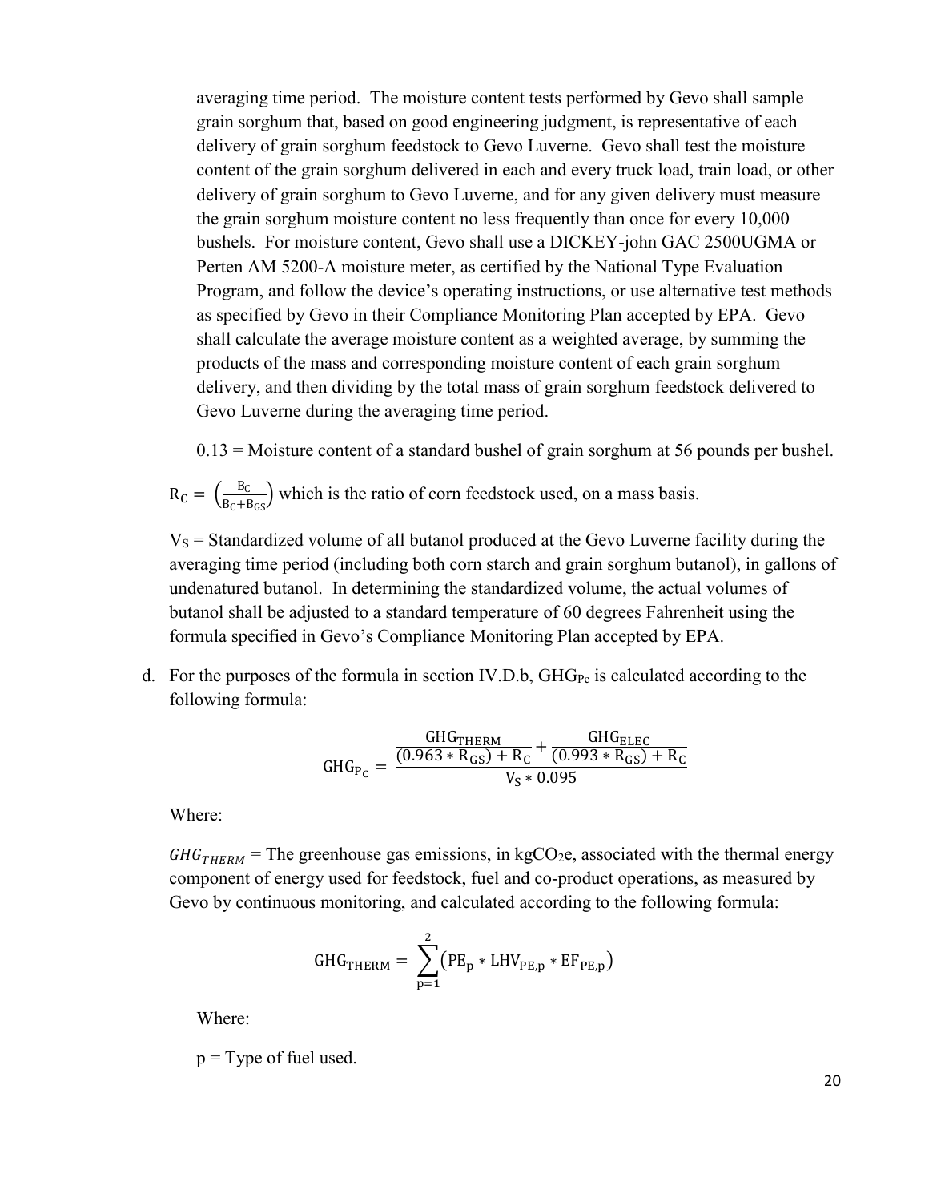averaging time period. The moisture content tests performed by Gevo shall sample grain sorghum that, based on good engineering judgment, is representative of each delivery of grain sorghum feedstock to Gevo Luverne. Gevo shall test the moisture content of the grain sorghum delivered in each and every truck load, train load, or other delivery of grain sorghum to Gevo Luverne, and for any given delivery must measure the grain sorghum moisture content no less frequently than once for every 10,000 bushels. For moisture content, Gevo shall use a DICKEY-john GAC 2500UGMA or Perten AM 5200-A moisture meter, as certified by the National Type Evaluation Program, and follow the device's operating instructions, or use alternative test methods as specified by Gevo in their Compliance Monitoring Plan accepted by EPA. Gevo shall calculate the average moisture content as a weighted average, by summing the products of the mass and corresponding moisture content of each grain sorghum delivery, and then dividing by the total mass of grain sorghum feedstock delivered to Gevo Luverne during the averaging time period.

0.13 = Moisture content of a standard bushel of grain sorghum at 56 pounds per bushel.

$R_C = \left(\frac{B_C}{B_C + B_{GS}}\right)$ which is the ratio of corn feedstock used, on a mass basis.

$V_S$ = Standardized volume of all butanol produced at the Gevo Luverne facility during the averaging time period (including both corn starch and grain sorghum butanol), in gallons of undenatured butanol. In determining the standardized volume, the actual volumes of butanol shall be adjusted to a standard temperature of 60 degrees Fahrenheit using the formula specified in Gevo's Compliance Monitoring Plan accepted by EPA.

d. For the purposes of the formula in section IV.D.b, $GHG_{P_C}$ is calculated according to the following formula:

$$GHG_{P_C} = \frac{\frac{GHG_{THERM}}{(0.963 * R_{GS}) + R_C} + \frac{GHG_{ELEC}}{(0.993 * R_{GS}) + R_C}}{V_S * 0.095}$$

Where:

$GHG_{THERM}$ = The greenhouse gas emissions, in $kgCO_2e$, associated with the thermal energy component of energy used for feedstock, fuel and co-product operations, as measured by Gevo by continuous monitoring, and calculated according to the following formula:

$$GHG_{THERM} = \sum_{p=1}^{2} \left(PE_p * LHV_{PE,p} * EF_{PE,p}\right)$$

Where:

p = Type of fuel used.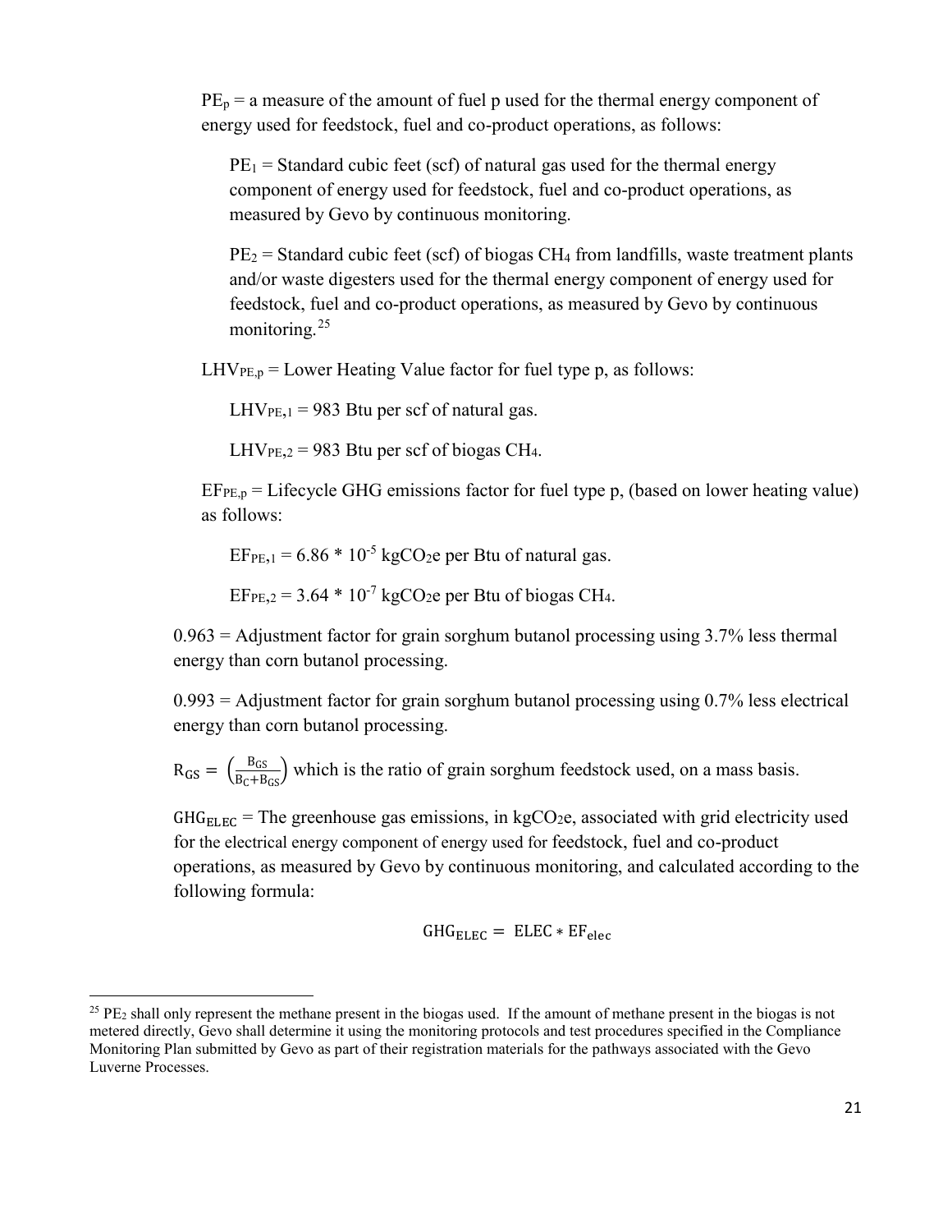$PE_p$ = a measure of the amount of fuel p used for the thermal energy component of energy used for feedstock, fuel and co-product operations, as follows:

$PE_1$ = Standard cubic feet (scf) of natural gas used for the thermal energy component of energy used for feedstock, fuel and co-product operations, as measured by Gevo by continuous monitoring.

$PE_2$ = Standard cubic feet (scf) of biogas $CH_4$ from landfills, waste treatment plants and/or waste digesters used for the thermal energy component of energy used for feedstock, fuel and co-product operations, as measured by Gevo by continuous monitoring.[25]

$LHV_{PE,p}$ = Lower Heating Value factor for fuel type p, as follows:

$LHV_{PE,1}$ = 983 Btu per scf of natural gas.

$LHV_{PE,2}$ = 983 Btu per scf of biogas $CH_4$.

$EF_{PE,p}$ = Lifecycle GHG emissions factor for fuel type p, (based on lower heating value) as follows:

$EF_{PE,1} = 6.86 * 10^{-5}$ $kgCO_2e$ per Btu of natural gas.

$EF_{PE,2} = 3.64 * 10^{-7}$ $kgCO_2e$ per Btu of biogas $CH_4$.

0.963 = Adjustment factor for grain sorghum butanol processing using 3.7% less thermal energy than corn butanol processing.

0.993 = Adjustment factor for grain sorghum butanol processing using 0.7% less electrical energy than corn butanol processing.

$R_{GS} = \left(\frac{B_{GS}}{B_C + B_{GS}}\right)$ which is the ratio of grain sorghum feedstock used, on a mass basis.

$GHG_{ELEC}$ = The greenhouse gas emissions, in $kgCO_2e$, associated with grid electricity used for the electrical energy component of energy used for feedstock, fuel and co-product operations, as measured by Gevo by continuous monitoring, and calculated according to the following formula:

$$GHG_{ELEC} = ELEC * EF_{elec}$$

[25] $PE_2$ shall only represent the methane present in the biogas used. If the amount of methane present in the biogas is not metered directly, Gevo shall determine it using the monitoring protocols and test procedures specified in the Compliance Monitoring Plan submitted by Gevo as part of their registration materials for the pathways associated with the Gevo Luverne Processes.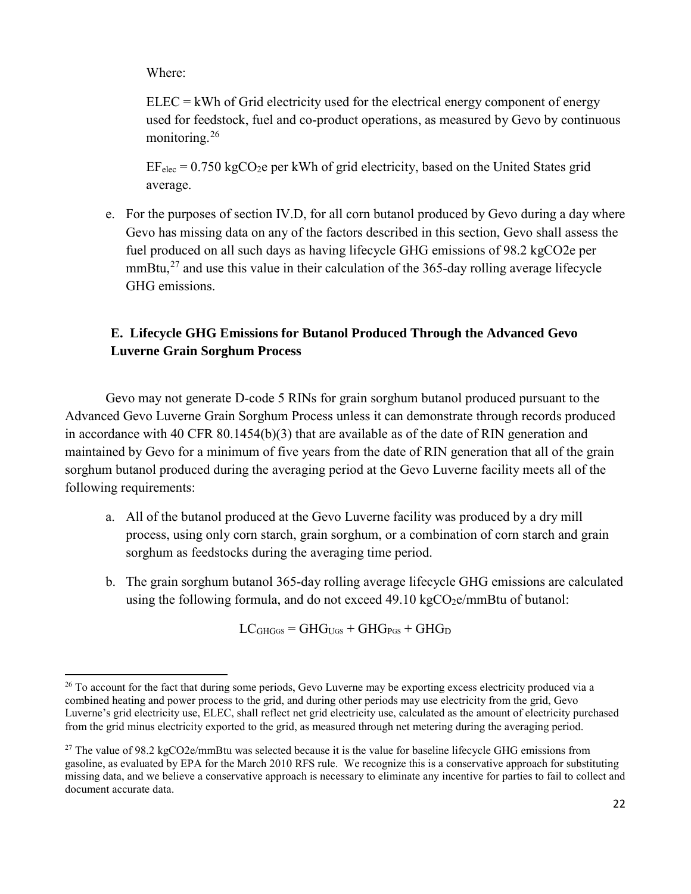Where:

ELEC = kWh of Grid electricity used for the electrical energy component of energy used for feedstock, fuel and co-product operations, as measured by Gevo by continuous monitoring.[26]

$EF_{elec}$ = 0.750 $kgCO_2e$ per kWh of grid electricity, based on the United States grid average.

e. For the purposes of section IV.D, for all corn butanol produced by Gevo during a day where Gevo has missing data on any of the factors described in this section, Gevo shall assess the fuel produced on all such days as having lifecycle GHG emissions of 98.2 kgCO2e per mmBtu,[27] and use this value in their calculation of the 365-day rolling average lifecycle GHG emissions.

### E. Lifecycle GHG Emissions for Butanol Produced Through the Advanced Gevo Luverne Grain Sorghum Process

Gevo may not generate D-code 5 RINs for grain sorghum butanol produced pursuant to the Advanced Gevo Luverne Grain Sorghum Process unless it can demonstrate through records produced in accordance with 40 CFR 80.1454(b)(3) that are available as of the date of RIN generation and maintained by Gevo for a minimum of five years from the date of RIN generation that all of the grain sorghum butanol produced during the averaging period at the Gevo Luverne facility meets all of the following requirements:

a. All of the butanol produced at the Gevo Luverne facility was produced by a dry mill process, using only corn starch, grain sorghum, or a combination of corn starch and grain sorghum as feedstocks during the averaging time period.

b. The grain sorghum butanol 365-day rolling average lifecycle GHG emissions are calculated using the following formula, and do not exceed 49.10 $kgCO_2e$/mmBtu of butanol:

$$LC_{GHGGS} = GHG_{UGS} + GHG_{PGS} + GHG_{D}$$

---

[26] To account for the fact that during some periods, Gevo Luverne may be exporting excess electricity produced via a combined heating and power process to the grid, and during other periods may use electricity from the grid, Gevo Luverne's grid electricity use, ELEC, shall reflect net grid electricity use, calculated as the amount of electricity purchased from the grid minus electricity exported to the grid, as measured through net metering during the averaging period.

[27] The value of 98.2 kgCO2e/mmBtu was selected because it is the value for baseline lifecycle GHG emissions from gasoline, as evaluated by EPA for the March 2010 RFS rule. We recognize this is a conservative approach for substituting missing data, and we believe a conservative approach is necessary to eliminate any incentive for parties to fail to collect and document accurate data.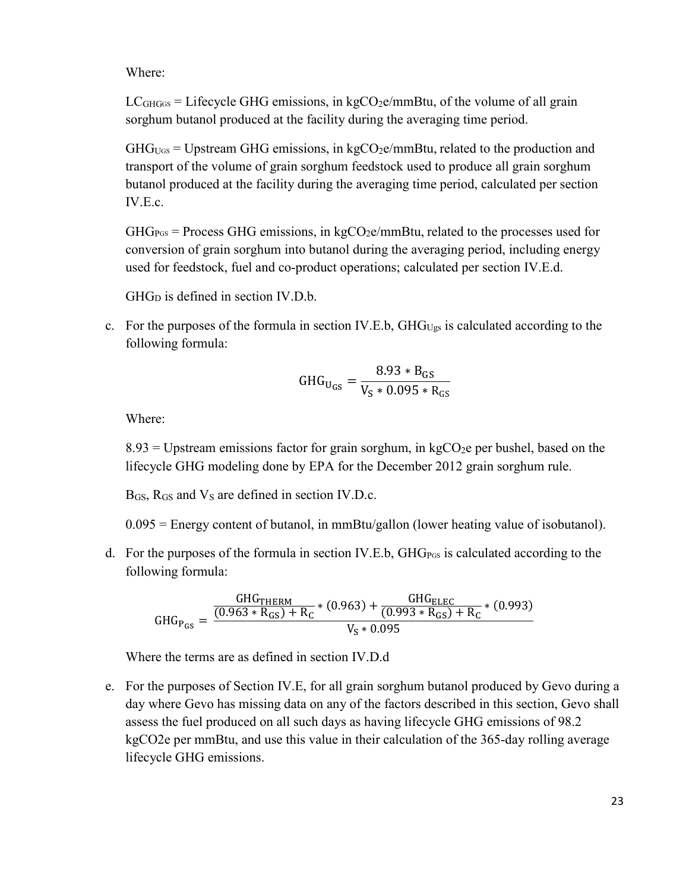Where:

$LC_{GHGGS}$ = Lifecycle GHG emissions, in $kgCO_2e/mmBtu$, of the volume of all grain sorghum butanol produced at the facility during the averaging time period.

$GHG_{UGS}$ = Upstream GHG emissions, in $kgCO_2e/mmBtu$, related to the production and transport of the volume of grain sorghum feedstock used to produce all grain sorghum butanol produced at the facility during the averaging time period, calculated per section IV.E.c.

$GHG_{PGS}$ = Process GHG emissions, in $kgCO_2e/mmBtu$, related to the processes used for conversion of grain sorghum into butanol during the averaging period, including energy used for feedstock, fuel and co-product operations; calculated per section IV.E.d.

$GHG_D$ is defined in section IV.D.b.

c. For the purposes of the formula in section IV.E.b, $GHG_{Ugs}$ is calculated according to the following formula:

$$GHG_{U_{GS}} = \frac{8.93 * B_{GS}}{V_S * 0.095 * R_{GS}}$$

Where:

8.93 = Upstream emissions factor for grain sorghum, in $kgCO_2e$ per bushel, based on the lifecycle GHG modeling done by EPA for the December 2012 grain sorghum rule.

$B_{GS}$, $R_{GS}$ and $V_S$ are defined in section IV.D.c.

0.095 = Energy content of butanol, in mmBtu/gallon (lower heating value of isobutanol).

d. For the purposes of the formula in section IV.E.b, $GHG_{PGS}$ is calculated according to the following formula:

$$GHG_{P_{GS}} = \frac{\frac{GHG_{THERM}}{(0.963 * R_{GS}) + R_C} * (0.963) + \frac{GHG_{ELEC}}{(0.993 * R_{GS}) + R_C} * (0.993)}{V_S * 0.095}$$

Where the terms are as defined in section IV.D.d

e. For the purposes of Section IV.E, for all grain sorghum butanol produced by Gevo during a day where Gevo has missing data on any of the factors described in this section, Gevo shall assess the fuel produced on all such days as having lifecycle GHG emissions of 98.2 $kgCO_2e$ per mmBtu, and use this value in their calculation of the 365-day rolling average lifecycle GHG emissions.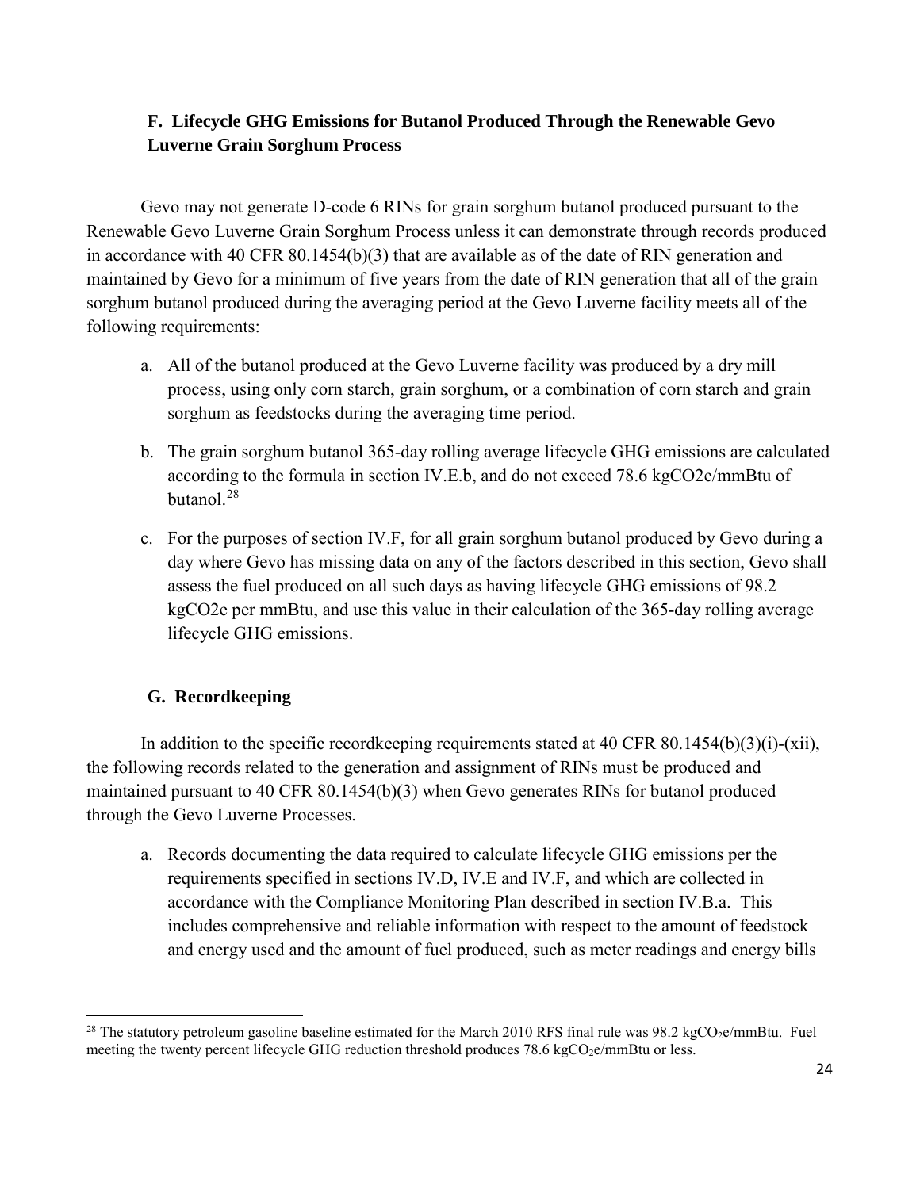### F. Lifecycle GHG Emissions for Butanol Produced Through the Renewable Gevo Luverne Grain Sorghum Process

Gevo may not generate D-code 6 RINs for grain sorghum butanol produced pursuant to the Renewable Gevo Luverne Grain Sorghum Process unless it can demonstrate through records produced in accordance with 40 CFR 80.1454(b)(3) that are available as of the date of RIN generation and maintained by Gevo for a minimum of five years from the date of RIN generation that all of the grain sorghum butanol produced during the averaging period at the Gevo Luverne facility meets all of the following requirements:

a. All of the butanol produced at the Gevo Luverne facility was produced by a dry mill process, using only corn starch, grain sorghum, or a combination of corn starch and grain sorghum as feedstocks during the averaging time period.

b. The grain sorghum butanol 365-day rolling average lifecycle GHG emissions are calculated according to the formula in section IV.E.b, and do not exceed 78.6 kgCO2e/mmBtu of butanol.[28]

c. For the purposes of section IV.F, for all grain sorghum butanol produced by Gevo during a day where Gevo has missing data on any of the factors described in this section, Gevo shall assess the fuel produced on all such days as having lifecycle GHG emissions of 98.2 kgCO2e per mmBtu, and use this value in their calculation of the 365-day rolling average lifecycle GHG emissions.

### G. Recordkeeping

In addition to the specific recordkeeping requirements stated at 40 CFR 80.1454(b)(3)(i)-(xii), the following records related to the generation and assignment of RINs must be produced and maintained pursuant to 40 CFR 80.1454(b)(3) when Gevo generates RINs for butanol produced through the Gevo Luverne Processes.

a. Records documenting the data required to calculate lifecycle GHG emissions per the requirements specified in sections IV.D, IV.E and IV.F, and which are collected in accordance with the Compliance Monitoring Plan described in section IV.B.a. This includes comprehensive and reliable information with respect to the amount of feedstock and energy used and the amount of fuel produced, such as meter readings and energy bills

---

[28] The statutory petroleum gasoline baseline estimated for the March 2010 RFS final rule was 98.2 kg$CO_2$e/mmBtu. Fuel meeting the twenty percent lifecycle GHG reduction threshold produces 78.6 kg$CO_2$e/mmBtu or less.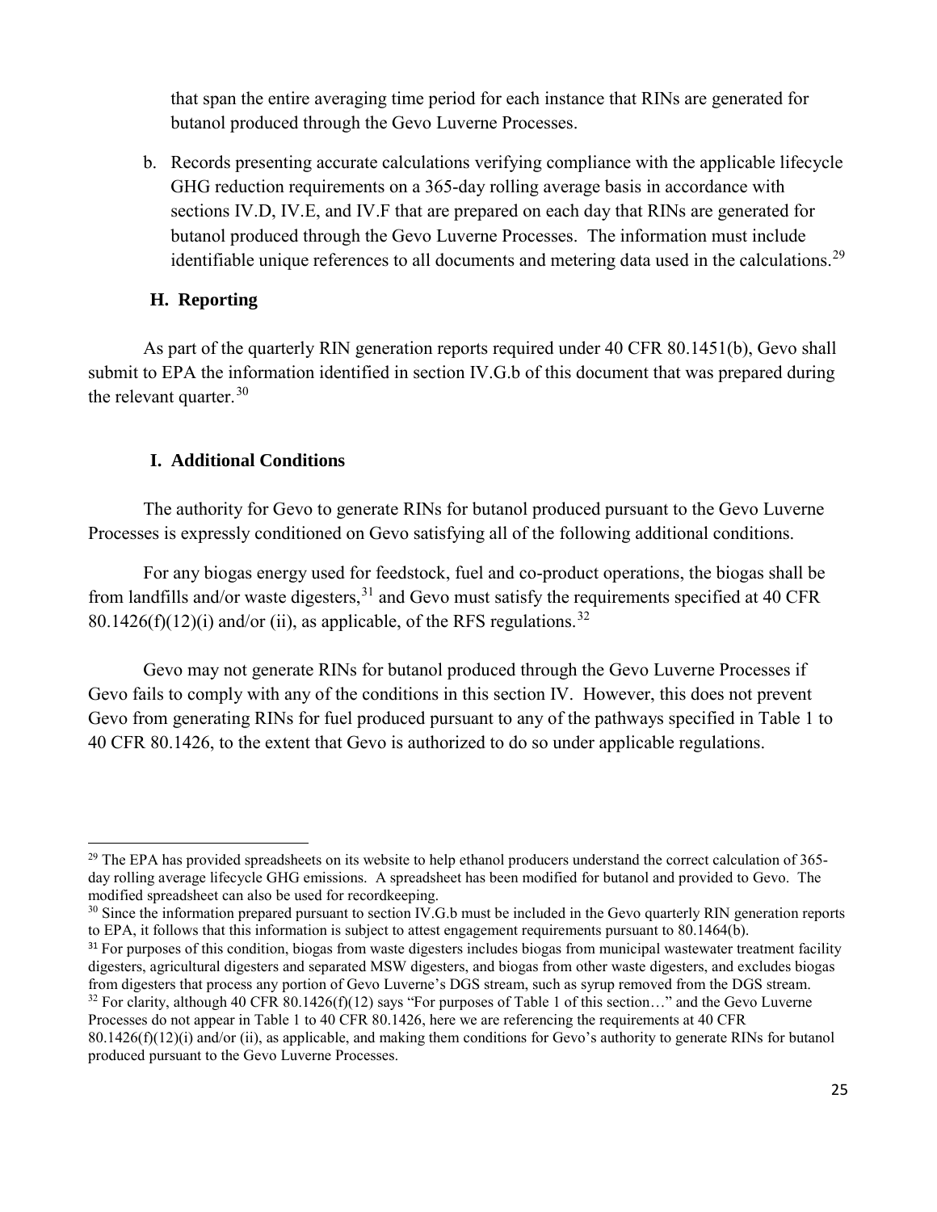that span the entire averaging time period for each instance that RINs are generated for butanol produced through the Gevo Luverne Processes.

b. Records presenting accurate calculations verifying compliance with the applicable lifecycle GHG reduction requirements on a 365-day rolling average basis in accordance with sections IV.D, IV.E, and IV.F that are prepared on each day that RINs are generated for butanol produced through the Gevo Luverne Processes. The information must include identifiable unique references to all documents and metering data used in the calculations.[29]

### H. Reporting

As part of the quarterly RIN generation reports required under 40 CFR 80.1451(b), Gevo shall submit to EPA the information identified in section IV.G.b of this document that was prepared during the relevant quarter.[30]

### I. Additional Conditions

The authority for Gevo to generate RINs for butanol produced pursuant to the Gevo Luverne Processes is expressly conditioned on Gevo satisfying all of the following additional conditions.

For any biogas energy used for feedstock, fuel and co-product operations, the biogas shall be from landfills and/or waste digesters,[31] and Gevo must satisfy the requirements specified at 40 CFR 80.1426(f)(12)(i) and/or (ii), as applicable, of the RFS regulations.[32]

Gevo may not generate RINs for butanol produced through the Gevo Luverne Processes if Gevo fails to comply with any of the conditions in this section IV. However, this does not prevent Gevo from generating RINs for fuel produced pursuant to any of the pathways specified in Table 1 to 40 CFR 80.1426, to the extent that Gevo is authorized to do so under applicable regulations.

---

[29] The EPA has provided spreadsheets on its website to help ethanol producers understand the correct calculation of 365-day rolling average lifecycle GHG emissions. A spreadsheet has been modified for butanol and provided to Gevo. The modified spreadsheet can also be used for recordkeeping.

[30] Since the information prepared pursuant to section IV.G.b must be included in the Gevo quarterly RIN generation reports to EPA, it follows that this information is subject to attest engagement requirements pursuant to 80.1464(b).

[31] For purposes of this condition, biogas from waste digesters includes biogas from municipal wastewater treatment facility digesters, agricultural digesters and separated MSW digesters, and biogas from other waste digesters, and excludes biogas from digesters that process any portion of Gevo Luverne's DGS stream, such as syrup removed from the DGS stream.

[32] For clarity, although 40 CFR 80.1426(f)(12) says "For purposes of Table 1 of this section…" and the Gevo Luverne Processes do not appear in Table 1 to 40 CFR 80.1426, here we are referencing the requirements at 40 CFR 80.1426(f)(12)(i) and/or (ii), as applicable, and making them conditions for Gevo's authority to generate RINs for butanol produced pursuant to the Gevo Luverne Processes.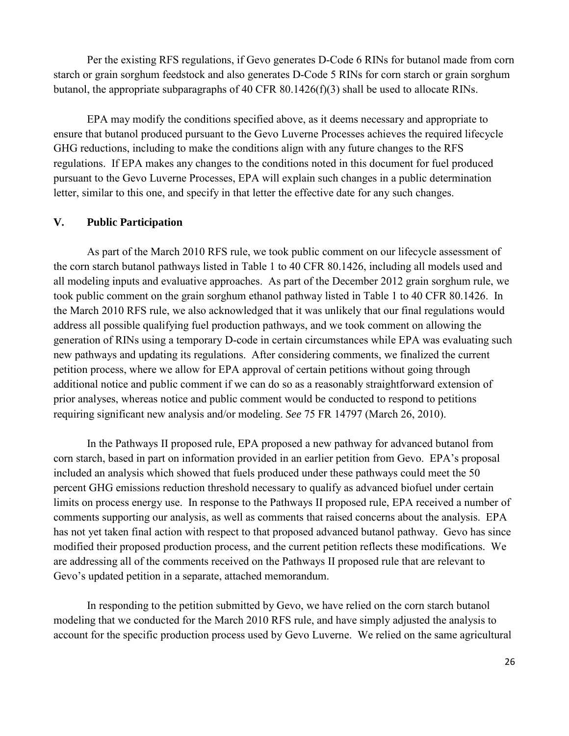Per the existing RFS regulations, if Gevo generates D-Code 6 RINs for butanol made from corn starch or grain sorghum feedstock and also generates D-Code 5 RINs for corn starch or grain sorghum butanol, the appropriate subparagraphs of 40 CFR 80.1426(f)(3) shall be used to allocate RINs.

EPA may modify the conditions specified above, as it deems necessary and appropriate to ensure that butanol produced pursuant to the Gevo Luverne Processes achieves the required lifecycle GHG reductions, including to make the conditions align with any future changes to the RFS regulations. If EPA makes any changes to the conditions noted in this document for fuel produced pursuant to the Gevo Luverne Processes, EPA will explain such changes in a public determination letter, similar to this one, and specify in that letter the effective date for any such changes.

## V. Public Participation

As part of the March 2010 RFS rule, we took public comment on our lifecycle assessment of the corn starch butanol pathways listed in Table 1 to 40 CFR 80.1426, including all models used and all modeling inputs and evaluative approaches. As part of the December 2012 grain sorghum rule, we took public comment on the grain sorghum ethanol pathway listed in Table 1 to 40 CFR 80.1426. In the March 2010 RFS rule, we also acknowledged that it was unlikely that our final regulations would address all possible qualifying fuel production pathways, and we took comment on allowing the generation of RINs using a temporary D-code in certain circumstances while EPA was evaluating such new pathways and updating its regulations. After considering comments, we finalized the current petition process, where we allow for EPA approval of certain petitions without going through additional notice and public comment if we can do so as a reasonably straightforward extension of prior analyses, whereas notice and public comment would be conducted to respond to petitions requiring significant new analysis and/or modeling. *See* 75 FR 14797 (March 26, 2010).

In the Pathways II proposed rule, EPA proposed a new pathway for advanced butanol from corn starch, based in part on information provided in an earlier petition from Gevo. EPA's proposal included an analysis which showed that fuels produced under these pathways could meet the 50 percent GHG emissions reduction threshold necessary to qualify as advanced biofuel under certain limits on process energy use. In response to the Pathways II proposed rule, EPA received a number of comments supporting our analysis, as well as comments that raised concerns about the analysis. EPA has not yet taken final action with respect to that proposed advanced butanol pathway. Gevo has since modified their proposed production process, and the current petition reflects these modifications. We are addressing all of the comments received on the Pathways II proposed rule that are relevant to Gevo's updated petition in a separate, attached memorandum.

In responding to the petition submitted by Gevo, we have relied on the corn starch butanol modeling that we conducted for the March 2010 RFS rule, and have simply adjusted the analysis to account for the specific production process used by Gevo Luverne. We relied on the same agricultural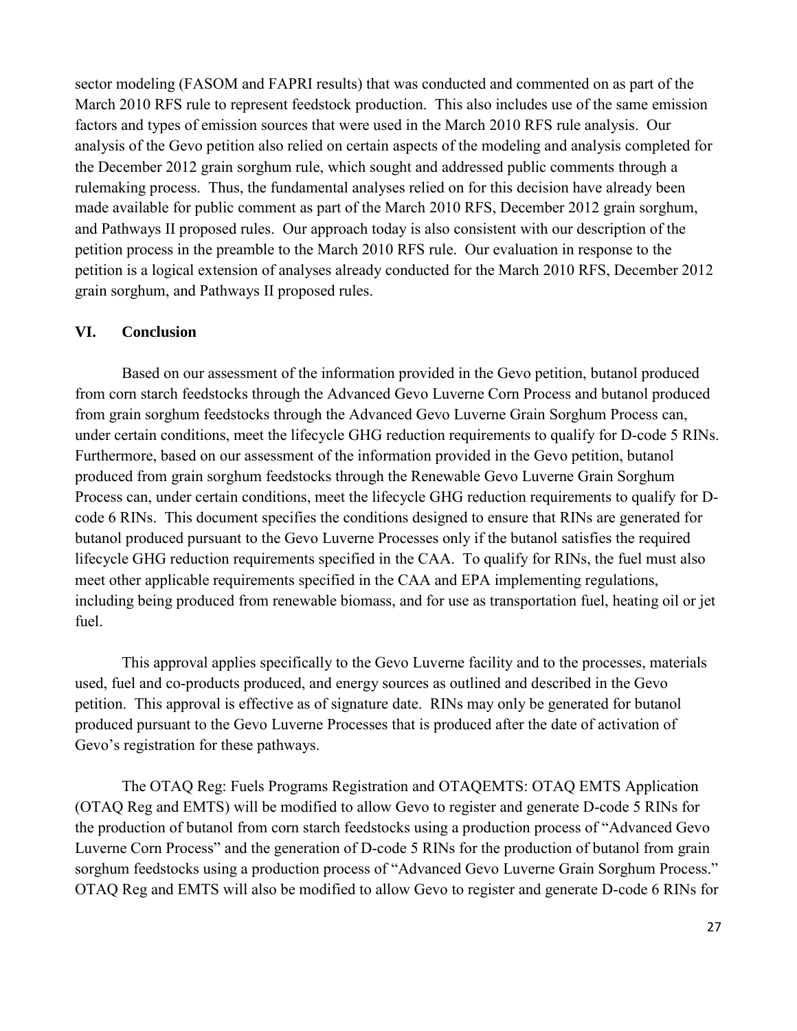sector modeling (FASOM and FAPRI results) that was conducted and commented on as part of the March 2010 RFS rule to represent feedstock production. This also includes use of the same emission factors and types of emission sources that were used in the March 2010 RFS rule analysis. Our analysis of the Gevo petition also relied on certain aspects of the modeling and analysis completed for the December 2012 grain sorghum rule, which sought and addressed public comments through a rulemaking process. Thus, the fundamental analyses relied on for this decision have already been made available for public comment as part of the March 2010 RFS, December 2012 grain sorghum, and Pathways II proposed rules. Our approach today is also consistent with our description of the petition process in the preamble to the March 2010 RFS rule. Our evaluation in response to the petition is a logical extension of analyses already conducted for the March 2010 RFS, December 2012 grain sorghum, and Pathways II proposed rules.

## VI. Conclusion

Based on our assessment of the information provided in the Gevo petition, butanol produced from corn starch feedstocks through the Advanced Gevo Luverne Corn Process and butanol produced from grain sorghum feedstocks through the Advanced Gevo Luverne Grain Sorghum Process can, under certain conditions, meet the lifecycle GHG reduction requirements to qualify for D-code 5 RINs. Furthermore, based on our assessment of the information provided in the Gevo petition, butanol produced from grain sorghum feedstocks through the Renewable Gevo Luverne Grain Sorghum Process can, under certain conditions, meet the lifecycle GHG reduction requirements to qualify for D-code 6 RINs. This document specifies the conditions designed to ensure that RINs are generated for butanol produced pursuant to the Gevo Luverne Processes only if the butanol satisfies the required lifecycle GHG reduction requirements specified in the CAA. To qualify for RINs, the fuel must also meet other applicable requirements specified in the CAA and EPA implementing regulations, including being produced from renewable biomass, and for use as transportation fuel, heating oil or jet fuel.

This approval applies specifically to the Gevo Luverne facility and to the processes, materials used, fuel and co-products produced, and energy sources as outlined and described in the Gevo petition. This approval is effective as of signature date. RINs may only be generated for butanol produced pursuant to the Gevo Luverne Processes that is produced after the date of activation of Gevo's registration for these pathways.

The OTAQ Reg: Fuels Programs Registration and OTAQEMTS: OTAQ EMTS Application (OTAQ Reg and EMTS) will be modified to allow Gevo to register and generate D-code 5 RINs for the production of butanol from corn starch feedstocks using a production process of "Advanced Gevo Luverne Corn Process" and the generation of D-code 5 RINs for the production of butanol from grain sorghum feedstocks using a production process of "Advanced Gevo Luverne Grain Sorghum Process." OTAQ Reg and EMTS will also be modified to allow Gevo to register and generate D-code 6 RINs for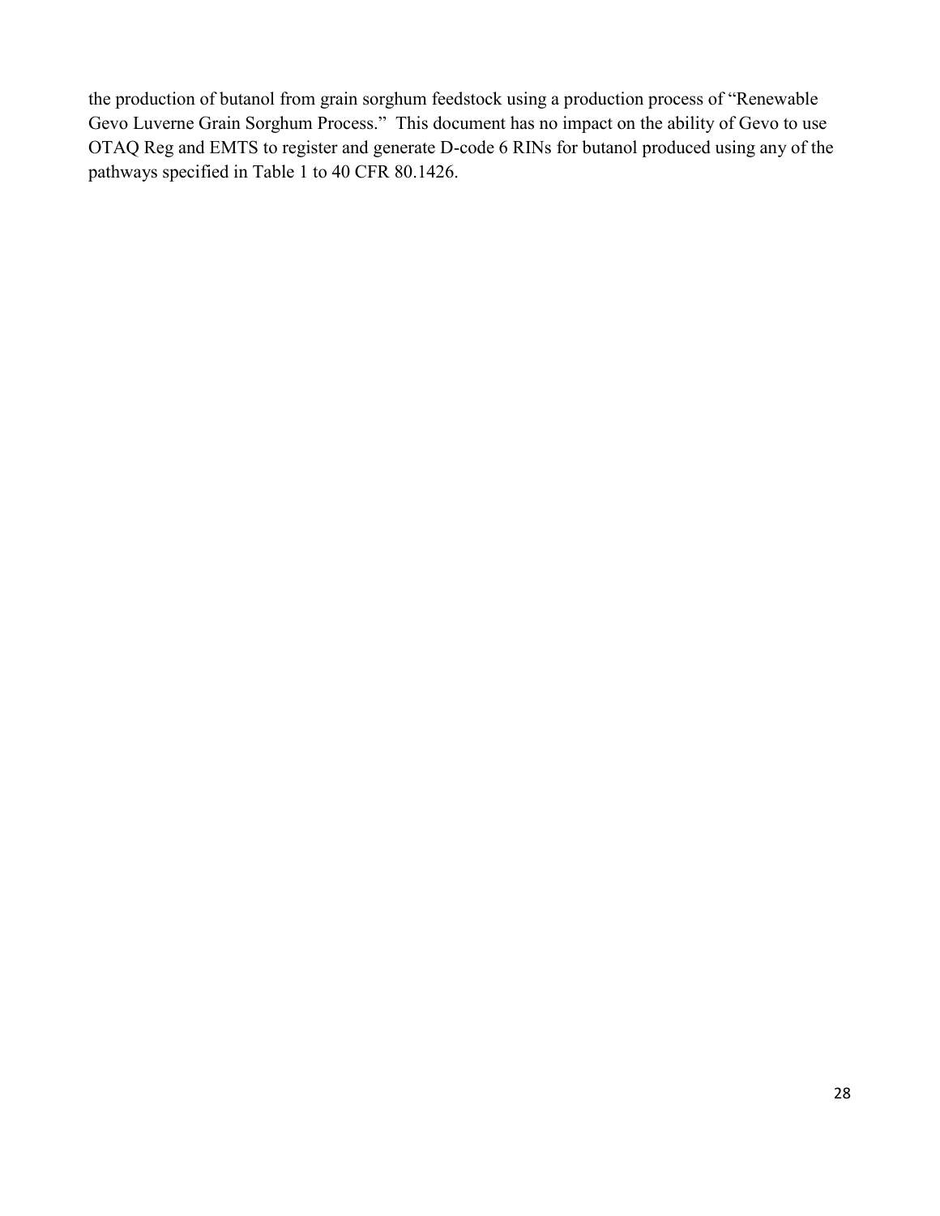the production of butanol from grain sorghum feedstock using a production process of "Renewable Gevo Luverne Grain Sorghum Process." This document has no impact on the ability of Gevo to use OTAQ Reg and EMTS to register and generate D-code 6 RINs for butanol produced using any of the pathways specified in Table 1 to 40 CFR 80.1426.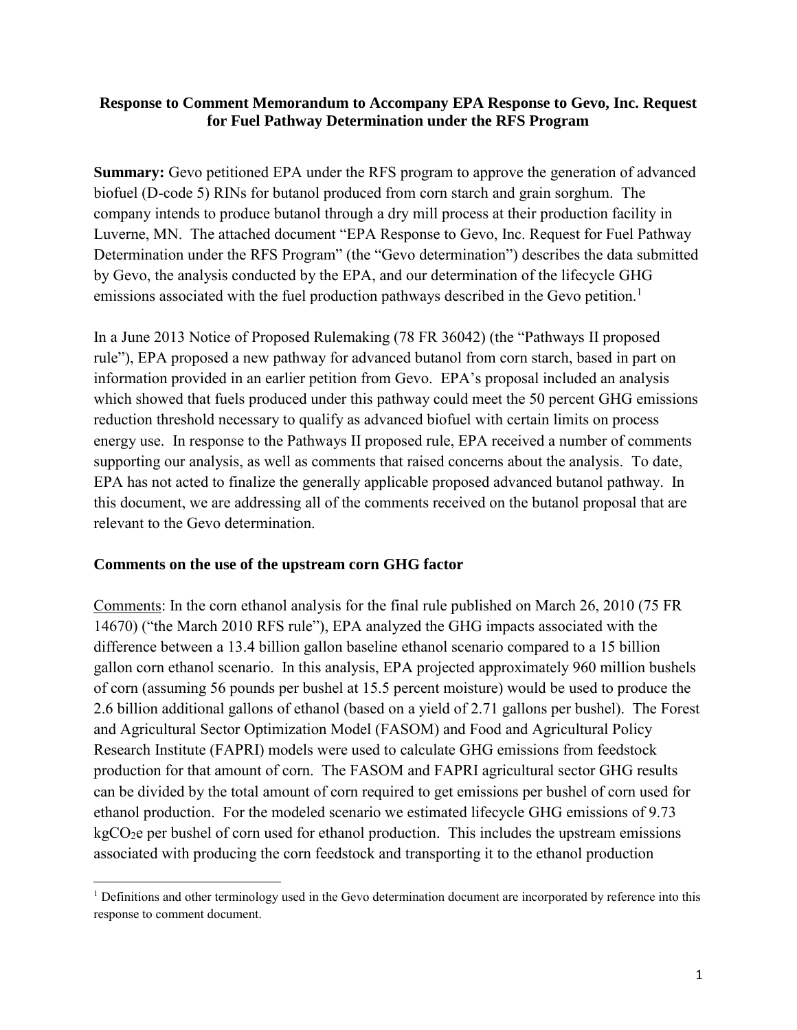**Response to Comment Memorandum to Accompany EPA Response to Gevo, Inc. Request for Fuel Pathway Determination under the RFS Program**

**Summary:** Gevo petitioned EPA under the RFS program to approve the generation of advanced biofuel (D-code 5) RINs for butanol produced from corn starch and grain sorghum. The company intends to produce butanol through a dry mill process at their production facility in Luverne, MN. The attached document "EPA Response to Gevo, Inc. Request for Fuel Pathway Determination under the RFS Program" (the "Gevo determination") describes the data submitted by Gevo, the analysis conducted by the EPA, and our determination of the lifecycle GHG emissions associated with the fuel production pathways described in the Gevo petition.[1]

In a June 2013 Notice of Proposed Rulemaking (78 FR 36042) (the "Pathways II proposed rule"), EPA proposed a new pathway for advanced butanol from corn starch, based in part on information provided in an earlier petition from Gevo. EPA's proposal included an analysis which showed that fuels produced under this pathway could meet the 50 percent GHG emissions reduction threshold necessary to qualify as advanced biofuel with certain limits on process energy use. In response to the Pathways II proposed rule, EPA received a number of comments supporting our analysis, as well as comments that raised concerns about the analysis. To date, EPA has not acted to finalize the generally applicable proposed advanced butanol pathway. In this document, we are addressing all of the comments received on the butanol proposal that are relevant to the Gevo determination.

**Comments on the use of the upstream corn GHG factor**

Comments: In the corn ethanol analysis for the final rule published on March 26, 2010 (75 FR 14670) ("the March 2010 RFS rule"), EPA analyzed the GHG impacts associated with the difference between a 13.4 billion gallon baseline ethanol scenario compared to a 15 billion gallon corn ethanol scenario. In this analysis, EPA projected approximately 960 million bushels of corn (assuming 56 pounds per bushel at 15.5 percent moisture) would be used to produce the 2.6 billion additional gallons of ethanol (based on a yield of 2.71 gallons per bushel). The Forest and Agricultural Sector Optimization Model (FASOM) and Food and Agricultural Policy Research Institute (FAPRI) models were used to calculate GHG emissions from feedstock production for that amount of corn. The FASOM and FAPRI agricultural sector GHG results can be divided by the total amount of corn required to get emissions per bushel of corn used for ethanol production. For the modeled scenario we estimated lifecycle GHG emissions of 9.73 $kgCO_2e$ per bushel of corn used for ethanol production. This includes the upstream emissions associated with producing the corn feedstock and transporting it to the ethanol production

[1] Definitions and other terminology used in the Gevo determination document are incorporated by reference into this response to comment document.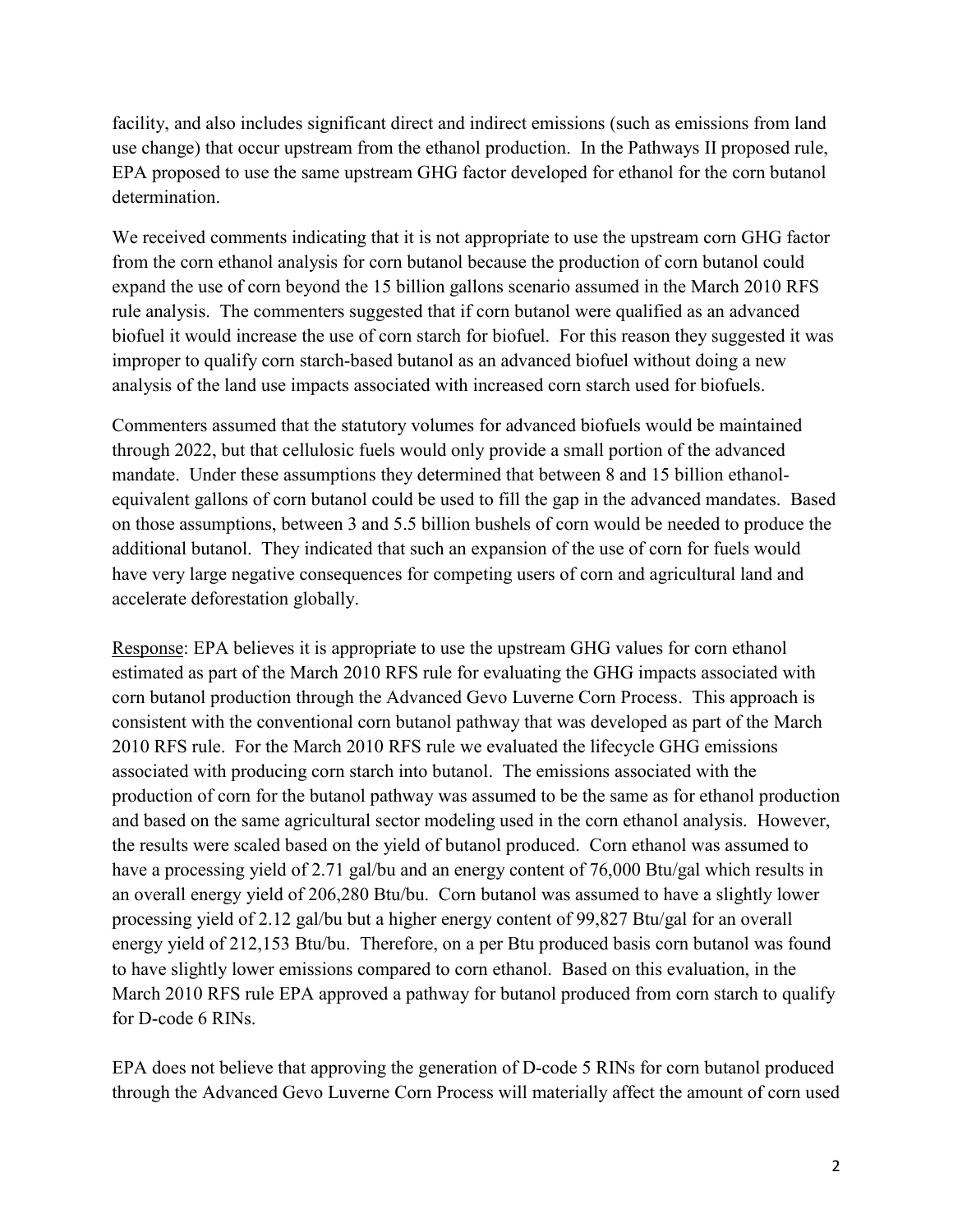facility, and also includes significant direct and indirect emissions (such as emissions from land use change) that occur upstream from the ethanol production. In the Pathways II proposed rule, EPA proposed to use the same upstream GHG factor developed for ethanol for the corn butanol determination.

We received comments indicating that it is not appropriate to use the upstream corn GHG factor from the corn ethanol analysis for corn butanol because the production of corn butanol could expand the use of corn beyond the 15 billion gallons scenario assumed in the March 2010 RFS rule analysis. The commenters suggested that if corn butanol were qualified as an advanced biofuel it would increase the use of corn starch for biofuel. For this reason they suggested it was improper to qualify corn starch-based butanol as an advanced biofuel without doing a new analysis of the land use impacts associated with increased corn starch used for biofuels.

Commenters assumed that the statutory volumes for advanced biofuels would be maintained through 2022, but that cellulosic fuels would only provide a small portion of the advanced mandate. Under these assumptions they determined that between 8 and 15 billion ethanol-equivalent gallons of corn butanol could be used to fill the gap in the advanced mandates. Based on those assumptions, between 3 and 5.5 billion bushels of corn would be needed to produce the additional butanol. They indicated that such an expansion of the use of corn for fuels would have very large negative consequences for competing users of corn and agricultural land and accelerate deforestation globally.

Response: EPA believes it is appropriate to use the upstream GHG values for corn ethanol estimated as part of the March 2010 RFS rule for evaluating the GHG impacts associated with corn butanol production through the Advanced Gevo Luverne Corn Process. This approach is consistent with the conventional corn butanol pathway that was developed as part of the March 2010 RFS rule. For the March 2010 RFS rule we evaluated the lifecycle GHG emissions associated with producing corn starch into butanol. The emissions associated with the production of corn for the butanol pathway was assumed to be the same as for ethanol production and based on the same agricultural sector modeling used in the corn ethanol analysis. However, the results were scaled based on the yield of butanol produced. Corn ethanol was assumed to have a processing yield of 2.71 gal/bu and an energy content of 76,000 Btu/gal which results in an overall energy yield of 206,280 Btu/bu. Corn butanol was assumed to have a slightly lower processing yield of 2.12 gal/bu but a higher energy content of 99,827 Btu/gal for an overall energy yield of 212,153 Btu/bu. Therefore, on a per Btu produced basis corn butanol was found to have slightly lower emissions compared to corn ethanol. Based on this evaluation, in the March 2010 RFS rule EPA approved a pathway for butanol produced from corn starch to qualify for D-code 6 RINs.

EPA does not believe that approving the generation of D-code 5 RINs for corn butanol produced through the Advanced Gevo Luverne Corn Process will materially affect the amount of corn used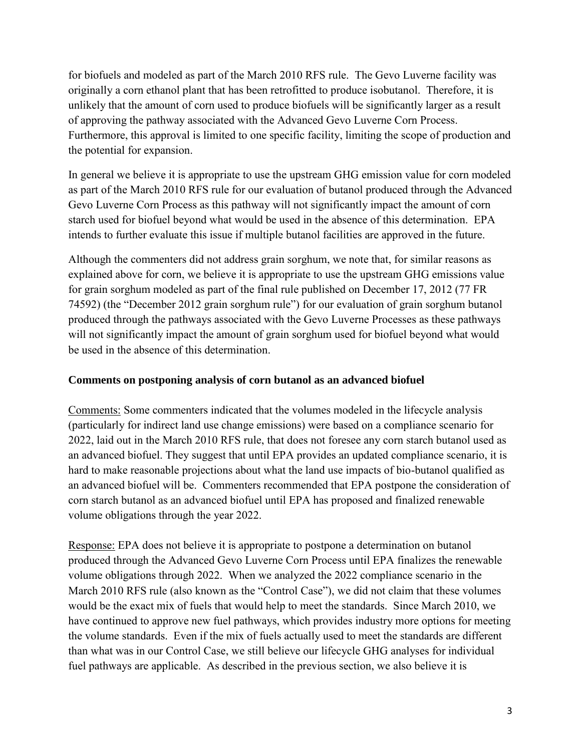for biofuels and modeled as part of the March 2010 RFS rule. The Gevo Luverne facility was originally a corn ethanol plant that has been retrofitted to produce isobutanol. Therefore, it is unlikely that the amount of corn used to produce biofuels will be significantly larger as a result of approving the pathway associated with the Advanced Gevo Luverne Corn Process. Furthermore, this approval is limited to one specific facility, limiting the scope of production and the potential for expansion.

In general we believe it is appropriate to use the upstream GHG emission value for corn modeled as part of the March 2010 RFS rule for our evaluation of butanol produced through the Advanced Gevo Luverne Corn Process as this pathway will not significantly impact the amount of corn starch used for biofuel beyond what would be used in the absence of this determination. EPA intends to further evaluate this issue if multiple butanol facilities are approved in the future.

Although the commenters did not address grain sorghum, we note that, for similar reasons as explained above for corn, we believe it is appropriate to use the upstream GHG emissions value for grain sorghum modeled as part of the final rule published on December 17, 2012 (77 FR 74592) (the "December 2012 grain sorghum rule") for our evaluation of grain sorghum butanol produced through the pathways associated with the Gevo Luverne Processes as these pathways will not significantly impact the amount of grain sorghum used for biofuel beyond what would be used in the absence of this determination.

### Comments on postponing analysis of corn butanol as an advanced biofuel

Comments: Some commenters indicated that the volumes modeled in the lifecycle analysis (particularly for indirect land use change emissions) were based on a compliance scenario for 2022, laid out in the March 2010 RFS rule, that does not foresee any corn starch butanol used as an advanced biofuel. They suggest that until EPA provides an updated compliance scenario, it is hard to make reasonable projections about what the land use impacts of bio-butanol qualified as an advanced biofuel will be. Commenters recommended that EPA postpone the consideration of corn starch butanol as an advanced biofuel until EPA has proposed and finalized renewable volume obligations through the year 2022.

Response: EPA does not believe it is appropriate to postpone a determination on butanol produced through the Advanced Gevo Luverne Corn Process until EPA finalizes the renewable volume obligations through 2022. When we analyzed the 2022 compliance scenario in the March 2010 RFS rule (also known as the "Control Case"), we did not claim that these volumes would be the exact mix of fuels that would help to meet the standards. Since March 2010, we have continued to approve new fuel pathways, which provides industry more options for meeting the volume standards. Even if the mix of fuels actually used to meet the standards are different than what was in our Control Case, we still believe our lifecycle GHG analyses for individual fuel pathways are applicable. As described in the previous section, we also believe it is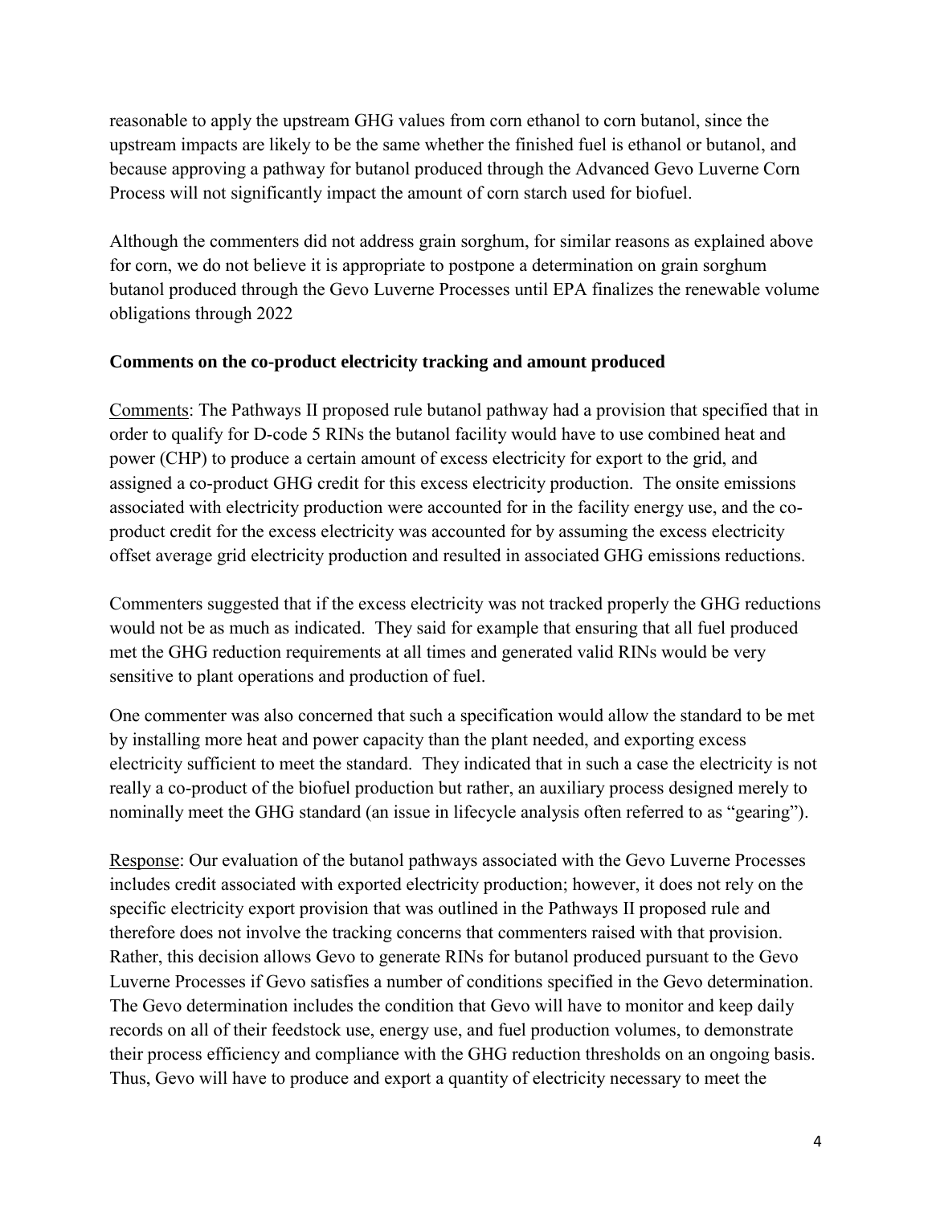reasonable to apply the upstream GHG values from corn ethanol to corn butanol, since the upstream impacts are likely to be the same whether the finished fuel is ethanol or butanol, and because approving a pathway for butanol produced through the Advanced Gevo Luverne Corn Process will not significantly impact the amount of corn starch used for biofuel.

Although the commenters did not address grain sorghum, for similar reasons as explained above for corn, we do not believe it is appropriate to postpone a determination on grain sorghum butanol produced through the Gevo Luverne Processes until EPA finalizes the renewable volume obligations through 2022

**Comments on the co-product electricity tracking and amount produced**

Comments: The Pathways II proposed rule butanol pathway had a provision that specified that in order to qualify for D-code 5 RINs the butanol facility would have to use combined heat and power (CHP) to produce a certain amount of excess electricity for export to the grid, and assigned a co-product GHG credit for this excess electricity production. The onsite emissions associated with electricity production were accounted for in the facility energy use, and the co-product credit for the excess electricity was accounted for by assuming the excess electricity offset average grid electricity production and resulted in associated GHG emissions reductions.

Commenters suggested that if the excess electricity was not tracked properly the GHG reductions would not be as much as indicated. They said for example that ensuring that all fuel produced met the GHG reduction requirements at all times and generated valid RINs would be very sensitive to plant operations and production of fuel.

One commenter was also concerned that such a specification would allow the standard to be met by installing more heat and power capacity than the plant needed, and exporting excess electricity sufficient to meet the standard. They indicated that in such a case the electricity is not really a co-product of the biofuel production but rather, an auxiliary process designed merely to nominally meet the GHG standard (an issue in lifecycle analysis often referred to as "gearing").

Response: Our evaluation of the butanol pathways associated with the Gevo Luverne Processes includes credit associated with exported electricity production; however, it does not rely on the specific electricity export provision that was outlined in the Pathways II proposed rule and therefore does not involve the tracking concerns that commenters raised with that provision. Rather, this decision allows Gevo to generate RINs for butanol produced pursuant to the Gevo Luverne Processes if Gevo satisfies a number of conditions specified in the Gevo determination. The Gevo determination includes the condition that Gevo will have to monitor and keep daily records on all of their feedstock use, energy use, and fuel production volumes, to demonstrate their process efficiency and compliance with the GHG reduction thresholds on an ongoing basis. Thus, Gevo will have to produce and export a quantity of electricity necessary to meet the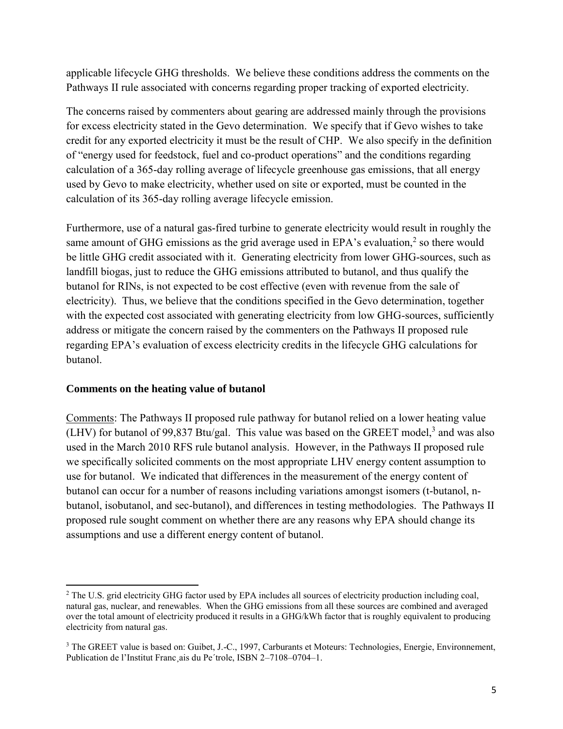applicable lifecycle GHG thresholds. We believe these conditions address the comments on the Pathways II rule associated with concerns regarding proper tracking of exported electricity.

The concerns raised by commenters about gearing are addressed mainly through the provisions for excess electricity stated in the Gevo determination. We specify that if Gevo wishes to take credit for any exported electricity it must be the result of CHP. We also specify in the definition of "energy used for feedstock, fuel and co-product operations" and the conditions regarding calculation of a 365-day rolling average of lifecycle greenhouse gas emissions, that all energy used by Gevo to make electricity, whether used on site or exported, must be counted in the calculation of its 365-day rolling average lifecycle emission.

Furthermore, use of a natural gas-fired turbine to generate electricity would result in roughly the same amount of GHG emissions as the grid average used in EPA's evaluation,[2] so there would be little GHG credit associated with it. Generating electricity from lower GHG-sources, such as landfill biogas, just to reduce the GHG emissions attributed to butanol, and thus qualify the butanol for RINs, is not expected to be cost effective (even with revenue from the sale of electricity). Thus, we believe that the conditions specified in the Gevo determination, together with the expected cost associated with generating electricity from low GHG-sources, sufficiently address or mitigate the concern raised by the commenters on the Pathways II proposed rule regarding EPA's evaluation of excess electricity credits in the lifecycle GHG calculations for butanol.

### Comments on the heating value of butanol

Comments: The Pathways II proposed rule pathway for butanol relied on a lower heating value (LHV) for butanol of 99,837 Btu/gal. This value was based on the GREET model,[3] and was also used in the March 2010 RFS rule butanol analysis. However, in the Pathways II proposed rule we specifically solicited comments on the most appropriate LHV energy content assumption to use for butanol. We indicated that differences in the measurement of the energy content of butanol can occur for a number of reasons including variations amongst isomers (t-butanol, n-butanol, isobutanol, and sec-butanol), and differences in testing methodologies. The Pathways II proposed rule sought comment on whether there are any reasons why EPA should change its assumptions and use a different energy content of butanol.

---

[2] The U.S. grid electricity GHG factor used by EPA includes all sources of electricity production including coal, natural gas, nuclear, and renewables. When the GHG emissions from all these sources are combined and averaged over the total amount of electricity produced it results in a GHG/kWh factor that is roughly equivalent to producing electricity from natural gas.

[3] The GREET value is based on: Guibet, J.-C., 1997, Carburants et Moteurs: Technologies, Energie, Environnement, Publication de l'Institut Franc¸ais du Pe´trole, ISBN 2–7108–0704–1.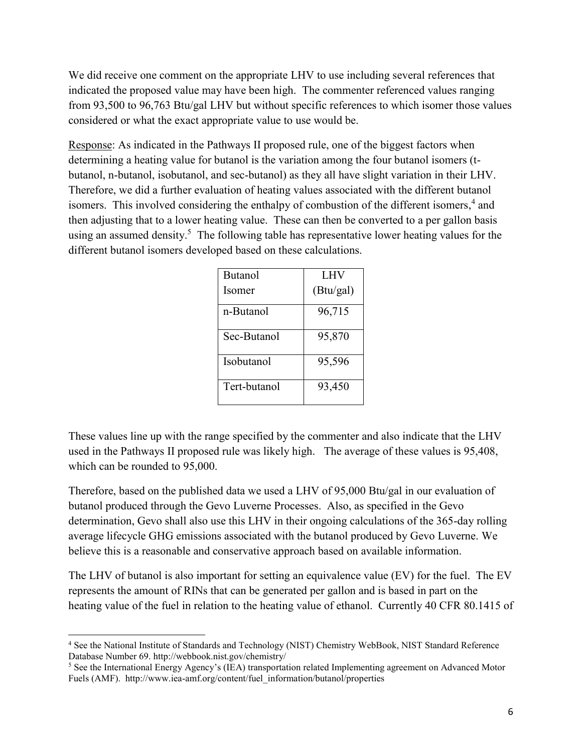We did receive one comment on the appropriate LHV to use including several references that indicated the proposed value may have been high. The commenter referenced values ranging from 93,500 to 96,763 Btu/gal LHV but without specific references to which isomer those values considered or what the exact appropriate value to use would be.

Response: As indicated in the Pathways II proposed rule, one of the biggest factors when determining a heating value for butanol is the variation among the four butanol isomers (t-butanol, n-butanol, isobutanol, and sec-butanol) as they all have slight variation in their LHV. Therefore, we did a further evaluation of heating values associated with the different butanol isomers. This involved considering the enthalpy of combustion of the different isomers,[4] and then adjusting that to a lower heating value. These can then be converted to a per gallon basis using an assumed density.[5] The following table has representative lower heating values for the different butanol isomers developed based on these calculations.

| Butanol Isomer | LHV (Btu/gal) |
|---|---|
| n-Butanol | 96,715 |
| Sec-Butanol | 95,870 |
| Isobutanol | 95,596 |
| Tert-butanol | 93,450 |

These values line up with the range specified by the commenter and also indicate that the LHV used in the Pathways II proposed rule was likely high. The average of these values is 95,408, which can be rounded to 95,000.

Therefore, based on the published data we used a LHV of 95,000 Btu/gal in our evaluation of butanol produced through the Gevo Luverne Processes. Also, as specified in the Gevo determination, Gevo shall also use this LHV in their ongoing calculations of the 365-day rolling average lifecycle GHG emissions associated with the butanol produced by Gevo Luverne. We believe this is a reasonable and conservative approach based on available information.

The LHV of butanol is also important for setting an equivalence value (EV) for the fuel. The EV represents the amount of RINs that can be generated per gallon and is based in part on the heating value of the fuel in relation to the heating value of ethanol. Currently 40 CFR 80.1415 of

---

[4] See the National Institute of Standards and Technology (NIST) Chemistry WebBook, NIST Standard Reference Database Number 69. http://webbook.nist.gov/chemistry/

[5] See the International Energy Agency's (IEA) transportation related Implementing agreement on Advanced Motor Fuels (AMF). http://www.iea-amf.org/content/fuel_information/butanol/properties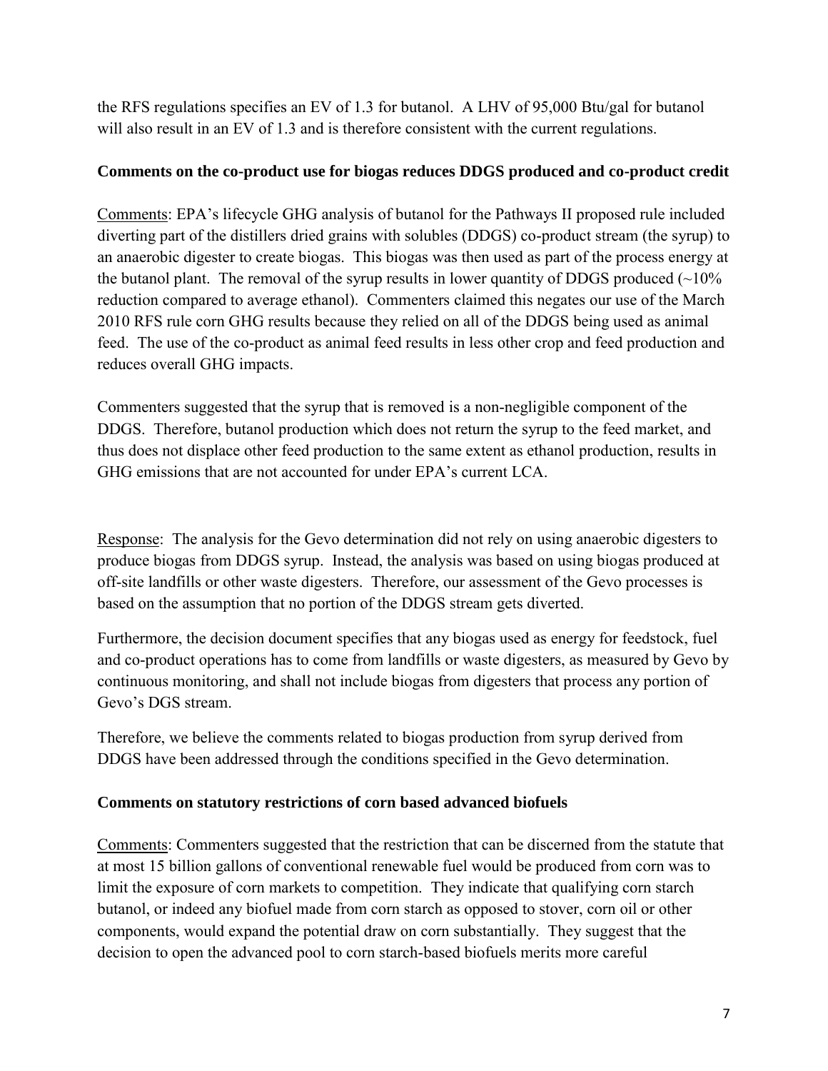the RFS regulations specifies an EV of 1.3 for butanol. A LHV of 95,000 Btu/gal for butanol will also result in an EV of 1.3 and is therefore consistent with the current regulations.

**Comments on the co-product use for biogas reduces DDGS produced and co-product credit**

Comments: EPA's lifecycle GHG analysis of butanol for the Pathways II proposed rule included diverting part of the distillers dried grains with solubles (DDGS) co-product stream (the syrup) to an anaerobic digester to create biogas. This biogas was then used as part of the process energy at the butanol plant. The removal of the syrup results in lower quantity of DDGS produced (~10% reduction compared to average ethanol). Commenters claimed this negates our use of the March 2010 RFS rule corn GHG results because they relied on all of the DDGS being used as animal feed. The use of the co-product as animal feed results in less other crop and feed production and reduces overall GHG impacts.

Commenters suggested that the syrup that is removed is a non-negligible component of the DDGS. Therefore, butanol production which does not return the syrup to the feed market, and thus does not displace other feed production to the same extent as ethanol production, results in GHG emissions that are not accounted for under EPA's current LCA.

Response: The analysis for the Gevo determination did not rely on using anaerobic digesters to produce biogas from DDGS syrup. Instead, the analysis was based on using biogas produced at off-site landfills or other waste digesters. Therefore, our assessment of the Gevo processes is based on the assumption that no portion of the DDGS stream gets diverted.

Furthermore, the decision document specifies that any biogas used as energy for feedstock, fuel and co-product operations has to come from landfills or waste digesters, as measured by Gevo by continuous monitoring, and shall not include biogas from digesters that process any portion of Gevo's DGS stream.

Therefore, we believe the comments related to biogas production from syrup derived from DDGS have been addressed through the conditions specified in the Gevo determination.

**Comments on statutory restrictions of corn based advanced biofuels**

Comments: Commenters suggested that the restriction that can be discerned from the statute that at most 15 billion gallons of conventional renewable fuel would be produced from corn was to limit the exposure of corn markets to competition. They indicate that qualifying corn starch butanol, or indeed any biofuel made from corn starch as opposed to stover, corn oil or other components, would expand the potential draw on corn substantially. They suggest that the decision to open the advanced pool to corn starch-based biofuels merits more careful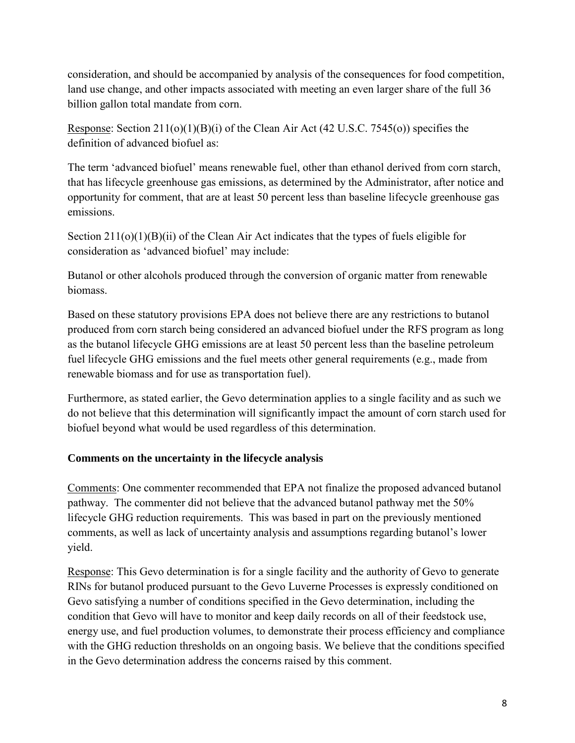consideration, and should be accompanied by analysis of the consequences for food competition, land use change, and other impacts associated with meeting an even larger share of the full 36 billion gallon total mandate from corn.

Response: Section 211(o)(1)(B)(i) of the Clean Air Act (42 U.S.C. 7545(o)) specifies the definition of advanced biofuel as:

The term 'advanced biofuel' means renewable fuel, other than ethanol derived from corn starch, that has lifecycle greenhouse gas emissions, as determined by the Administrator, after notice and opportunity for comment, that are at least 50 percent less than baseline lifecycle greenhouse gas emissions.

Section 211(o)(1)(B)(ii) of the Clean Air Act indicates that the types of fuels eligible for consideration as 'advanced biofuel' may include:

Butanol or other alcohols produced through the conversion of organic matter from renewable biomass.

Based on these statutory provisions EPA does not believe there are any restrictions to butanol produced from corn starch being considered an advanced biofuel under the RFS program as long as the butanol lifecycle GHG emissions are at least 50 percent less than the baseline petroleum fuel lifecycle GHG emissions and the fuel meets other general requirements (e.g., made from renewable biomass and for use as transportation fuel).

Furthermore, as stated earlier, the Gevo determination applies to a single facility and as such we do not believe that this determination will significantly impact the amount of corn starch used for biofuel beyond what would be used regardless of this determination.

### Comments on the uncertainty in the lifecycle analysis

Comments: One commenter recommended that EPA not finalize the proposed advanced butanol pathway. The commenter did not believe that the advanced butanol pathway met the 50% lifecycle GHG reduction requirements. This was based in part on the previously mentioned comments, as well as lack of uncertainty analysis and assumptions regarding butanol's lower yield.

Response: This Gevo determination is for a single facility and the authority of Gevo to generate RINs for butanol produced pursuant to the Gevo Luverne Processes is expressly conditioned on Gevo satisfying a number of conditions specified in the Gevo determination, including the condition that Gevo will have to monitor and keep daily records on all of their feedstock use, energy use, and fuel production volumes, to demonstrate their process efficiency and compliance with the GHG reduction thresholds on an ongoing basis. We believe that the conditions specified in the Gevo determination address the concerns raised by this comment.